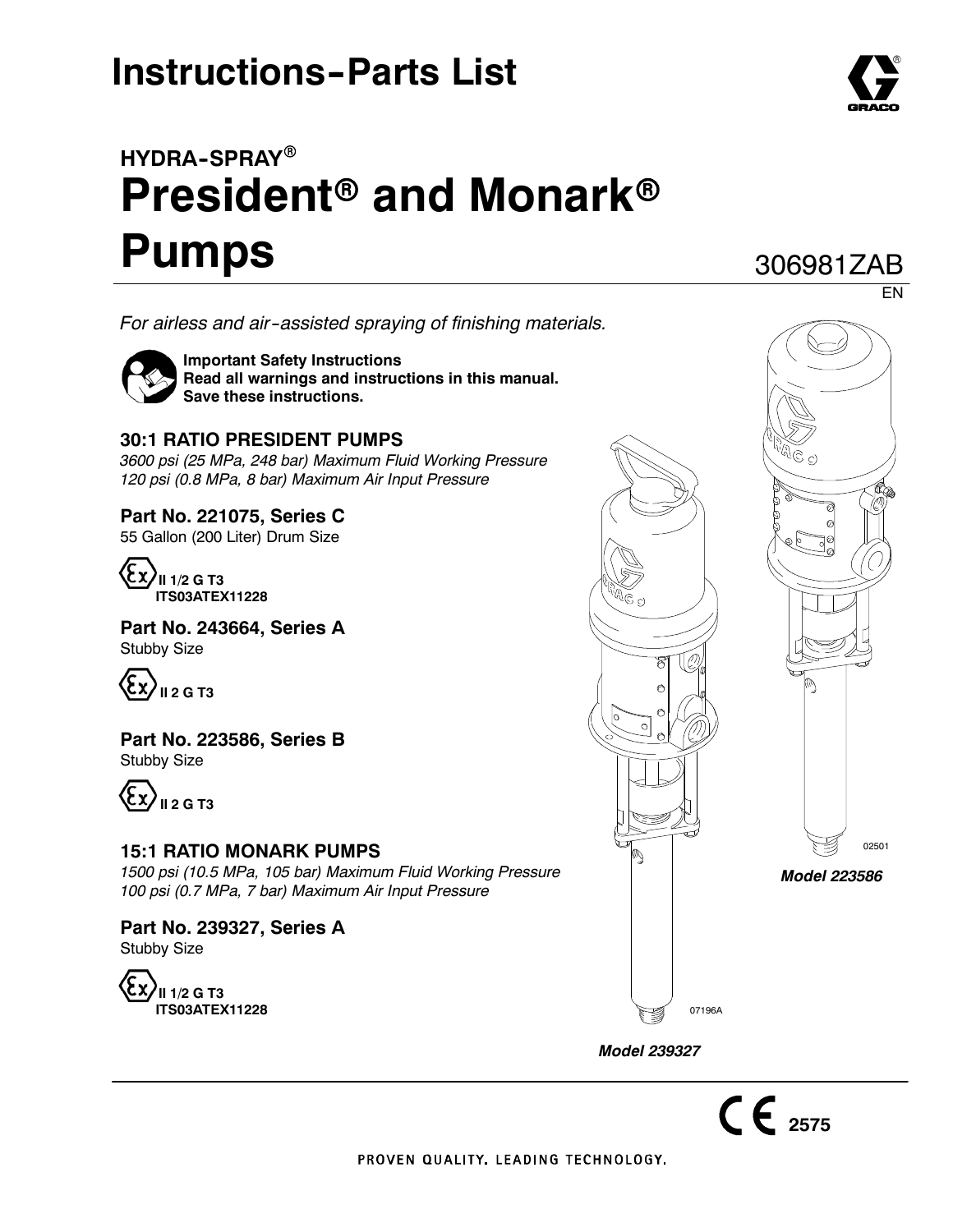# Instructions-Parts List

## HYDRA-SPRAY®

# President® and Monark® Pumps

306981ZAB

EN

*For airless and air-assisted spraying of finishing materials.*

**Important Safety Instructions**
**Read all warnings and instructions in this manual.**
**Save these instructions.**

### 30:1 RATIO PRESIDENT PUMPS

*3600 psi (25 MPa, 248 bar) Maximum Fluid Working Pressure*
*120 psi (0.8 MPa, 8 bar) Maximum Air Input Pressure*

**Part No. 221075, Series C**
55 Gallon (200 Liter) Drum Size

**II 1/2 G T3**
**ITS03ATEX11228**

**Part No. 243664, Series A**
Stubby Size

**II 2 G T3**

**Part No. 223586, Series B**
Stubby Size

**II 2 G T3**

### 15:1 RATIO MONARK PUMPS

*1500 psi (10.5 MPa, 105 bar) Maximum Fluid Working Pressure*
*100 psi (0.7 MPa, 7 bar) Maximum Air Input Pressure*

**Part No. 239327, Series A**
Stubby Size

**II 1/2 G T3**
**ITS03ATEX11228**

02501

***Model 223586***

07196A

***Model 239327***

2575

PROVEN QUALITY. LEADING TECHNOLOGY.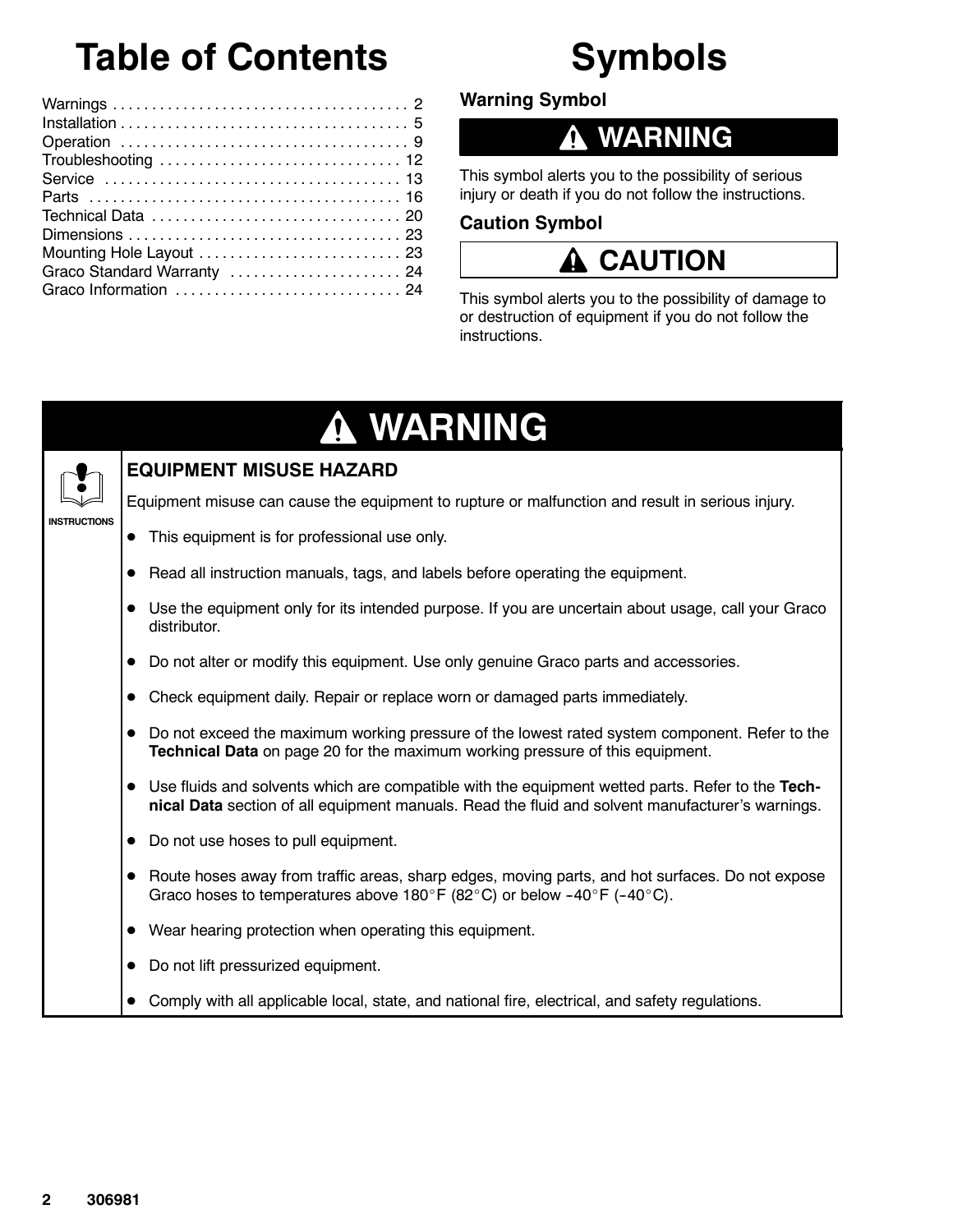# Table of Contents

| | |
|---|---|
| Warnings | 2 |
| Installation | 5 |
| Operation | 9 |
| Troubleshooting | 12 |
| Service | 13 |
| Parts | 16 |
| Technical Data | 20 |
| Dimensions | 23 |
| Mounting Hole Layout | 23 |
| Graco Standard Warranty | 24 |
| Graco Information | 24 |

# Symbols

### Warning Symbol

**⚠ WARNING**

This symbol alerts you to the possibility of serious injury or death if you do not follow the instructions.

### Caution Symbol

**⚠ CAUTION**

This symbol alerts you to the possibility of damage to or destruction of equipment if you do not follow the instructions.

## ⚠ WARNING

INSTRUCTIONS

### EQUIPMENT MISUSE HAZARD

Equipment misuse can cause the equipment to rupture or malfunction and result in serious injury.

- This equipment is for professional use only.
- Read all instruction manuals, tags, and labels before operating the equipment.
- Use the equipment only for its intended purpose. If you are uncertain about usage, call your Graco distributor.
- Do not alter or modify this equipment. Use only genuine Graco parts and accessories.
- Check equipment daily. Repair or replace worn or damaged parts immediately.
- Do not exceed the maximum working pressure of the lowest rated system component. Refer to the **Technical Data** on page 20 for the maximum working pressure of this equipment.
- Use fluids and solvents which are compatible with the equipment wetted parts. Refer to the **Technical Data** section of all equipment manuals. Read the fluid and solvent manufacturer's warnings.
- Do not use hoses to pull equipment.
- Route hoses away from traffic areas, sharp edges, moving parts, and hot surfaces. Do not expose Graco hoses to temperatures above 180°F (82°C) or below –40°F (–40°C).
- Wear hearing protection when operating this equipment.
- Do not lift pressurized equipment.
- Comply with all applicable local, state, and national fire, electrical, and safety regulations.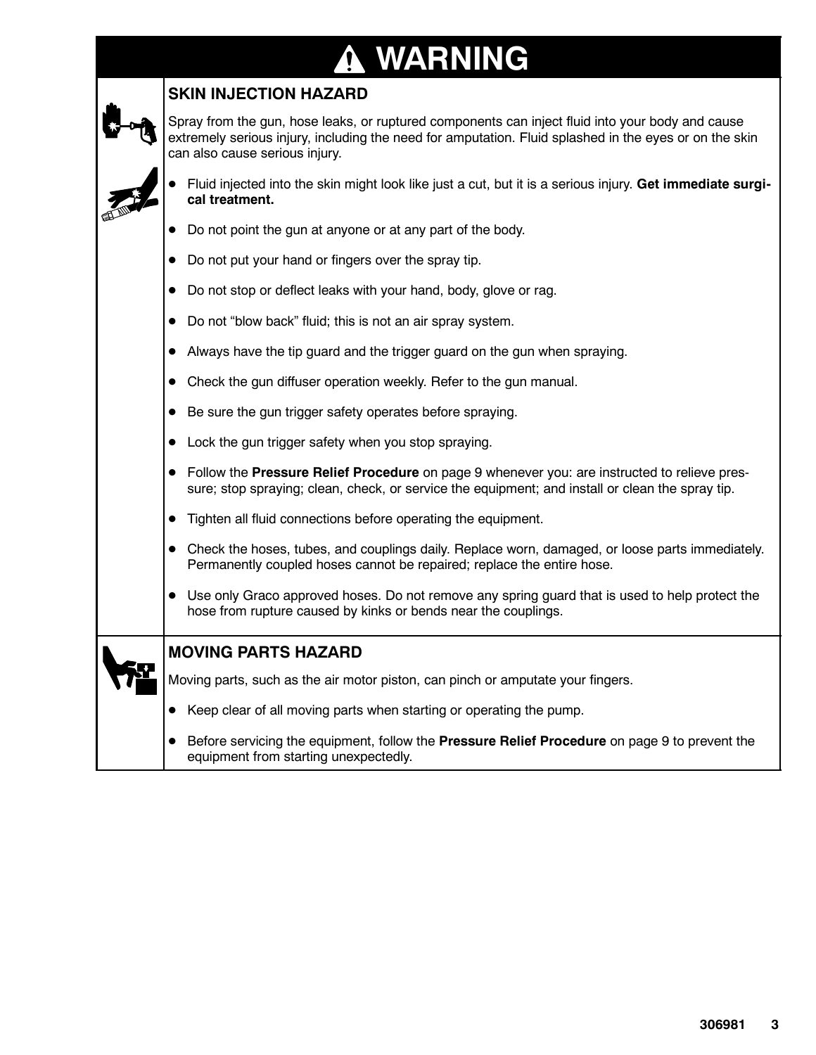# ⚠ WARNING

## SKIN INJECTION HAZARD

Spray from the gun, hose leaks, or ruptured components can inject fluid into your body and cause extremely serious injury, including the need for amputation. Fluid splashed in the eyes or on the skin can also cause serious injury.

- Fluid injected into the skin might look like just a cut, but it is a serious injury. **Get immediate surgical treatment.**
- Do not point the gun at anyone or at any part of the body.
- Do not put your hand or fingers over the spray tip.
- Do not stop or deflect leaks with your hand, body, glove or rag.
- Do not "blow back" fluid; this is not an air spray system.
- Always have the tip guard and the trigger guard on the gun when spraying.
- Check the gun diffuser operation weekly. Refer to the gun manual.
- Be sure the gun trigger safety operates before spraying.
- Lock the gun trigger safety when you stop spraying.
- Follow the **Pressure Relief Procedure** on page 9 whenever you: are instructed to relieve pressure; stop spraying; clean, check, or service the equipment; and install or clean the spray tip.
- Tighten all fluid connections before operating the equipment.
- Check the hoses, tubes, and couplings daily. Replace worn, damaged, or loose parts immediately. Permanently coupled hoses cannot be repaired; replace the entire hose.
- Use only Graco approved hoses. Do not remove any spring guard that is used to help protect the hose from rupture caused by kinks or bends near the couplings.

## MOVING PARTS HAZARD

Moving parts, such as the air motor piston, can pinch or amputate your fingers.

- Keep clear of all moving parts when starting or operating the pump.
- Before servicing the equipment, follow the **Pressure Relief Procedure** on page 9 to prevent the equipment from starting unexpectedly.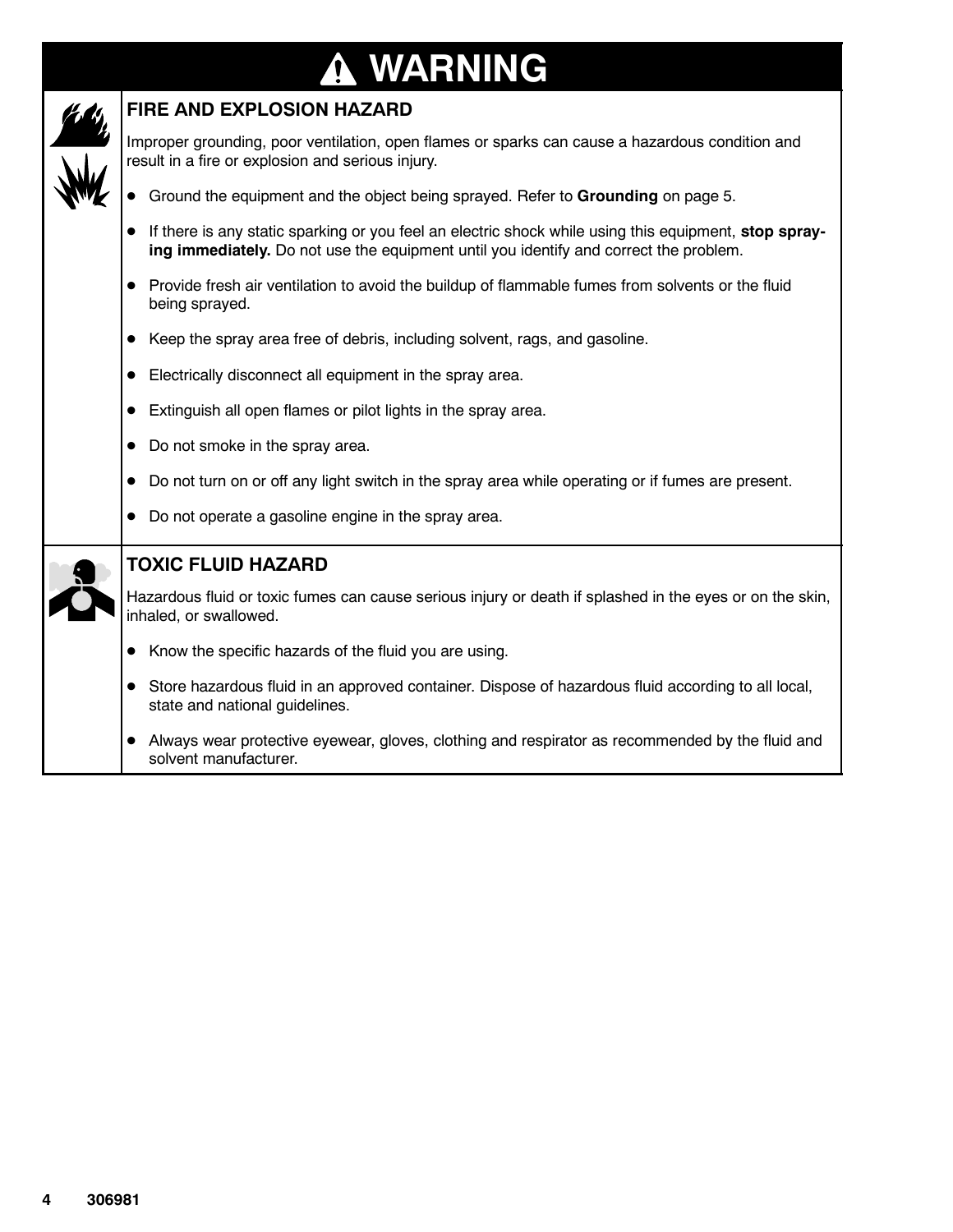# WARNING

## FIRE AND EXPLOSION HAZARD

Improper grounding, poor ventilation, open flames or sparks can cause a hazardous condition and result in a fire or explosion and serious injury.

- Ground the equipment and the object being sprayed. Refer to **Grounding** on page 5.
- If there is any static sparking or you feel an electric shock while using this equipment, **stop spraying immediately.** Do not use the equipment until you identify and correct the problem.
- Provide fresh air ventilation to avoid the buildup of flammable fumes from solvents or the fluid being sprayed.
- Keep the spray area free of debris, including solvent, rags, and gasoline.
- Electrically disconnect all equipment in the spray area.
- Extinguish all open flames or pilot lights in the spray area.
- Do not smoke in the spray area.
- Do not turn on or off any light switch in the spray area while operating or if fumes are present.
- Do not operate a gasoline engine in the spray area.

## TOXIC FLUID HAZARD

Hazardous fluid or toxic fumes can cause serious injury or death if splashed in the eyes or on the skin, inhaled, or swallowed.

- Know the specific hazards of the fluid you are using.
- Store hazardous fluid in an approved container. Dispose of hazardous fluid according to all local, state and national guidelines.
- Always wear protective eyewear, gloves, clothing and respirator as recommended by the fluid and solvent manufacturer.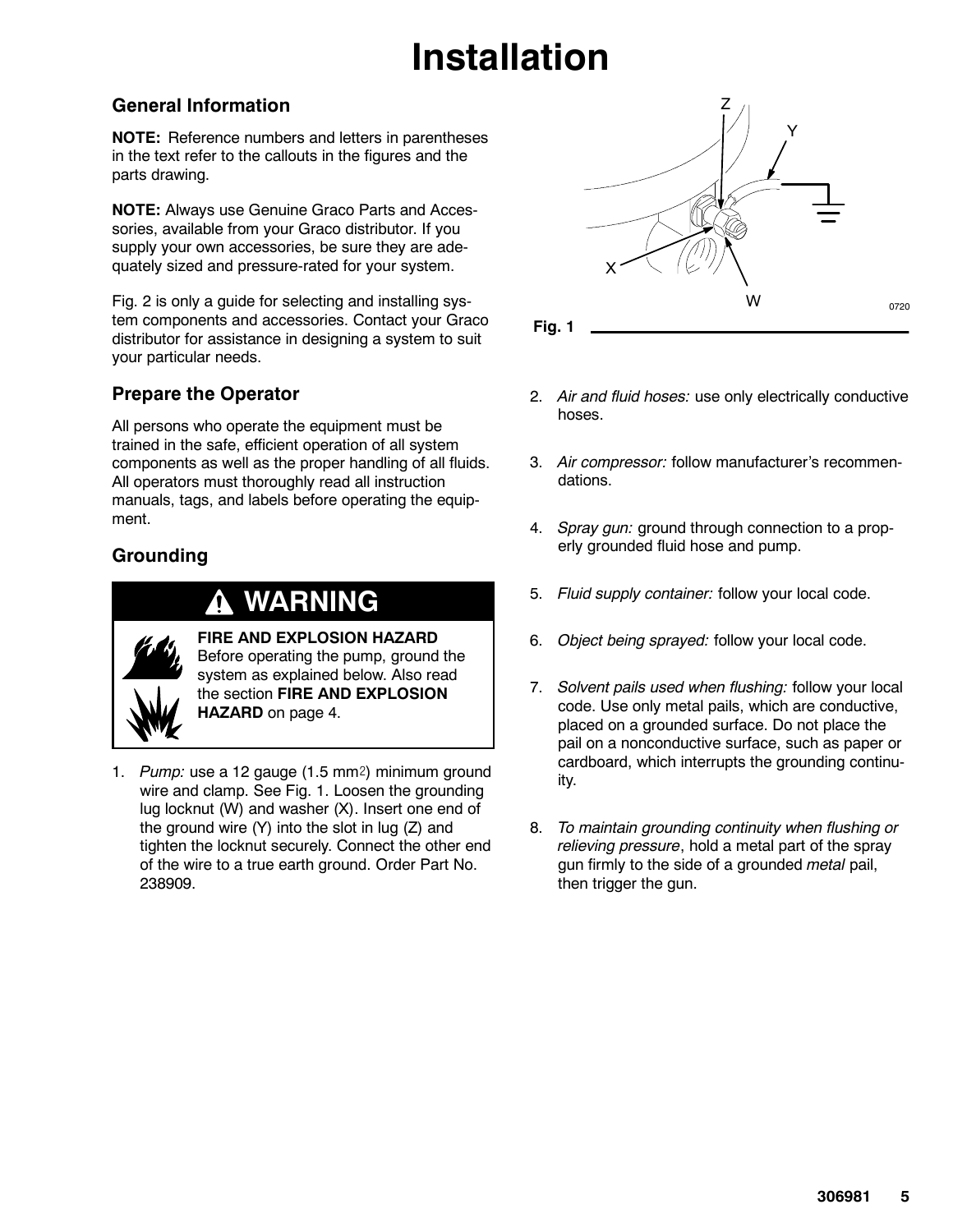# Installation

## General Information

**NOTE:** Reference numbers and letters in parentheses in the text refer to the callouts in the figures and the parts drawing.

**NOTE:** Always use Genuine Graco Parts and Accessories, available from your Graco distributor. If you supply your own accessories, be sure they are adequately sized and pressure-rated for your system.

Fig. 2 is only a guide for selecting and installing system components and accessories. Contact your Graco distributor for assistance in designing a system to suit your particular needs.

## Prepare the Operator

All persons who operate the equipment must be trained in the safe, efficient operation of all system components as well as the proper handling of all fluids. All operators must thoroughly read all instruction manuals, tags, and labels before operating the equipment.

## Grounding

**WARNING**

**FIRE AND EXPLOSION HAZARD**
Before operating the pump, ground the system as explained below. Also read the section **FIRE AND EXPLOSION HAZARD** on page 4.

1. *Pump:* use a 12 gauge (1.5 $mm^2$) minimum ground wire and clamp. See Fig. 1. Loosen the grounding lug locknut (W) and washer (X). Insert one end of the ground wire (Y) into the slot in lug (Z) and tighten the locknut securely. Connect the other end of the wire to a true earth ground. Order Part No. 238909.

Fig. 1

2. *Air and fluid hoses:* use only electrically conductive hoses.
3. *Air compressor:* follow manufacturer's recommendations.
4. *Spray gun:* ground through connection to a properly grounded fluid hose and pump.
5. *Fluid supply container:* follow your local code.
6. *Object being sprayed:* follow your local code.
7. *Solvent pails used when flushing:* follow your local code. Use only metal pails, which are conductive, placed on a grounded surface. Do not place the pail on a nonconductive surface, such as paper or cardboard, which interrupts the grounding continuity.
8. *To maintain grounding continuity when flushing or relieving pressure*, hold a metal part of the spray gun firmly to the side of a grounded *metal* pail, then trigger the gun.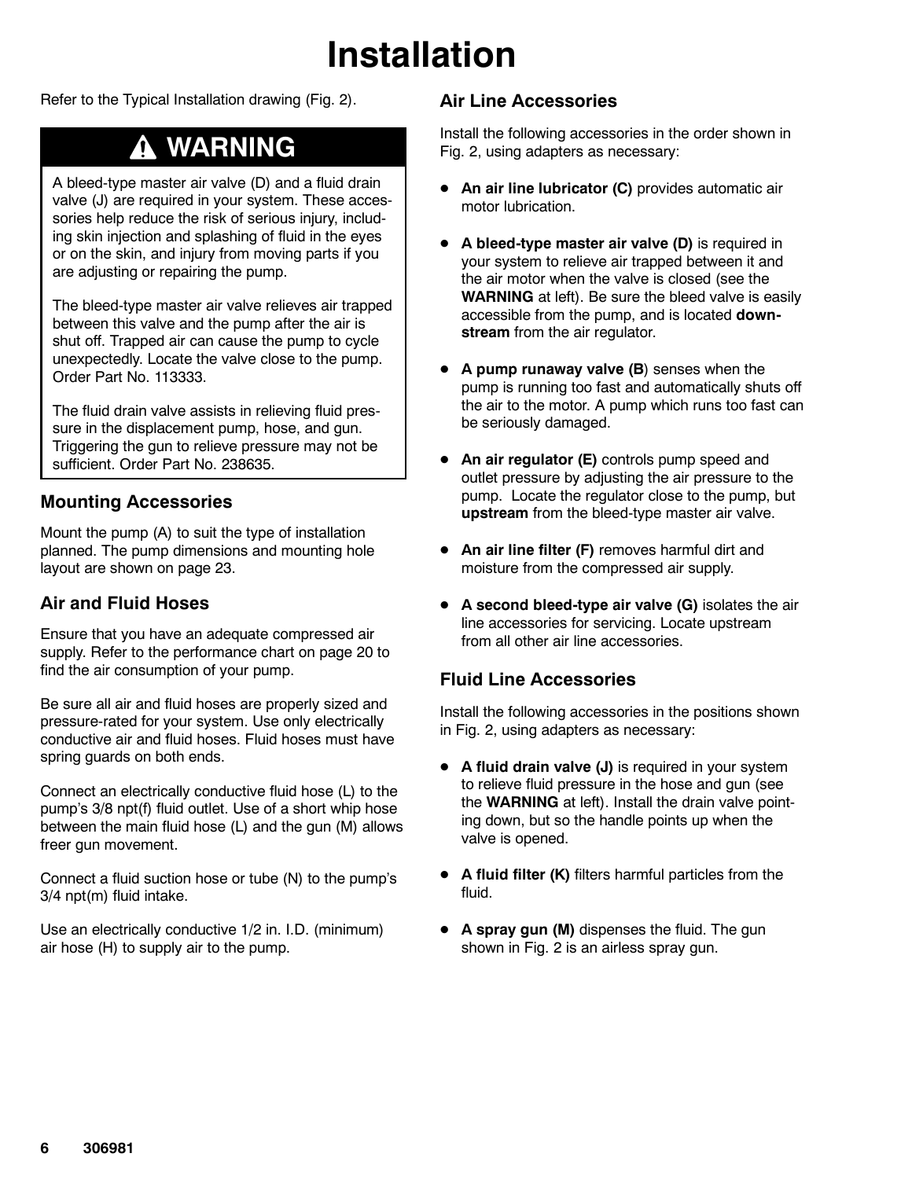# Installation

Refer to the Typical Installation drawing (Fig. 2).

## ⚠ WARNING

A bleed-type master air valve (D) and a fluid drain valve (J) are required in your system. These accessories help reduce the risk of serious injury, including skin injection and splashing of fluid in the eyes or on the skin, and injury from moving parts if you are adjusting or repairing the pump.

The bleed-type master air valve relieves air trapped between this valve and the pump after the air is shut off. Trapped air can cause the pump to cycle unexpectedly. Locate the valve close to the pump. Order Part No. 113333.

The fluid drain valve assists in relieving fluid pressure in the displacement pump, hose, and gun. Triggering the gun to relieve pressure may not be sufficient. Order Part No. 238635.

### Mounting Accessories

Mount the pump (A) to suit the type of installation planned. The pump dimensions and mounting hole layout are shown on page 23.

### Air and Fluid Hoses

Ensure that you have an adequate compressed air supply. Refer to the performance chart on page 20 to find the air consumption of your pump.

Be sure all air and fluid hoses are properly sized and pressure-rated for your system. Use only electrically conductive air and fluid hoses. Fluid hoses must have spring guards on both ends.

Connect an electrically conductive fluid hose (L) to the pump's 3/8 npt(f) fluid outlet. Use of a short whip hose between the main fluid hose (L) and the gun (M) allows freer gun movement.

Connect a fluid suction hose or tube (N) to the pump's 3/4 npt(m) fluid intake.

Use an electrically conductive 1/2 in. I.D. (minimum) air hose (H) to supply air to the pump.

### Air Line Accessories

Install the following accessories in the order shown in Fig. 2, using adapters as necessary:

- **An air line lubricator (C)** provides automatic air motor lubrication.
- **A bleed-type master air valve (D)** is required in your system to relieve air trapped between it and the air motor when the valve is closed (see the **WARNING** at left). Be sure the bleed valve is easily accessible from the pump, and is located **downstream** from the air regulator.
- **A pump runaway valve (B**) senses when the pump is running too fast and automatically shuts off the air to the motor. A pump which runs too fast can be seriously damaged.
- **An air regulator (E)** controls pump speed and outlet pressure by adjusting the air pressure to the pump. Locate the regulator close to the pump, but **upstream** from the bleed-type master air valve.
- **An air line filter (F)** removes harmful dirt and moisture from the compressed air supply.
- **A second bleed-type air valve (G)** isolates the air line accessories for servicing. Locate upstream from all other air line accessories.

### Fluid Line Accessories

Install the following accessories in the positions shown in Fig. 2, using adapters as necessary:

- **A fluid drain valve (J)** is required in your system to relieve fluid pressure in the hose and gun (see the **WARNING** at left). Install the drain valve pointing down, but so the handle points up when the valve is opened.
- **A fluid filter (K)** filters harmful particles from the fluid.
- **A spray gun (M)** dispenses the fluid. The gun shown in Fig. 2 is an airless spray gun.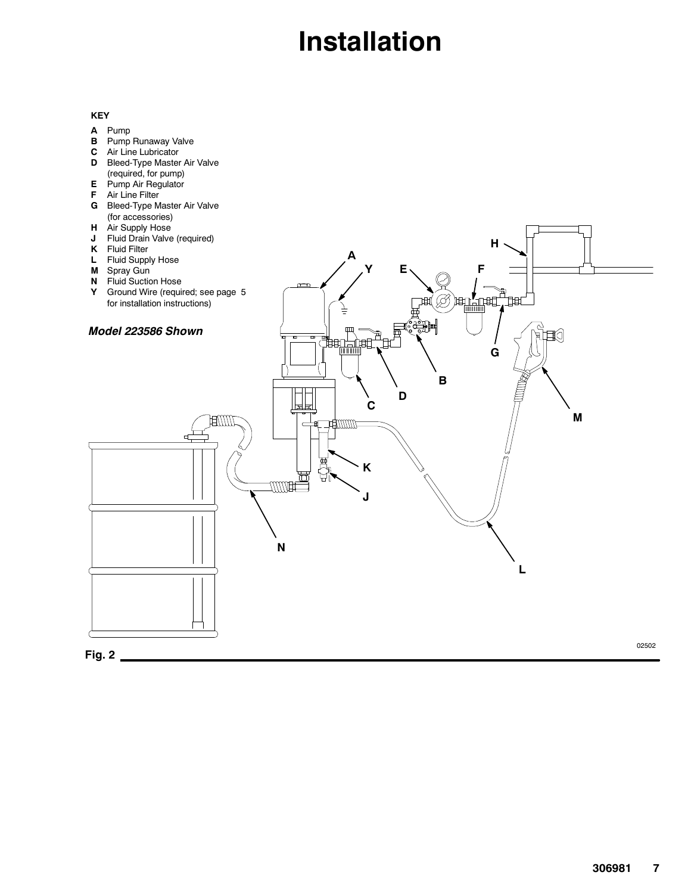# Installation

**KEY**

- **A** Pump
- **B** Pump Runaway Valve
- **C** Air Line Lubricator
- **D** Bleed-Type Master Air Valve (required, for pump)
- **E** Pump Air Regulator
- **F** Air Line Filter
- **G** Bleed-Type Master Air Valve (for accessories)
- **H** Air Supply Hose
- **J** Fluid Drain Valve (required)
- **K** Fluid Filter
- **L** Fluid Supply Hose
- **M** Spray Gun
- **N** Fluid Suction Hose
- **Y** Ground Wire (required; see page 5 for installation instructions)

***Model 223586 Shown***

02502

**Fig. 2**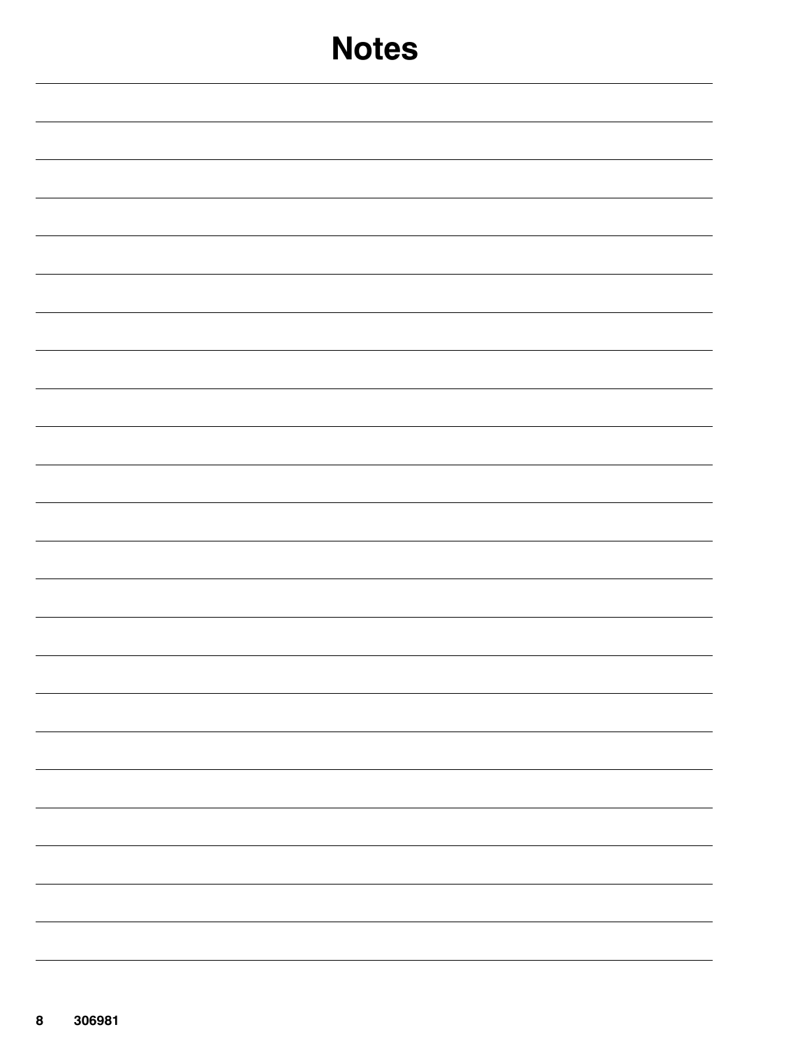# Notes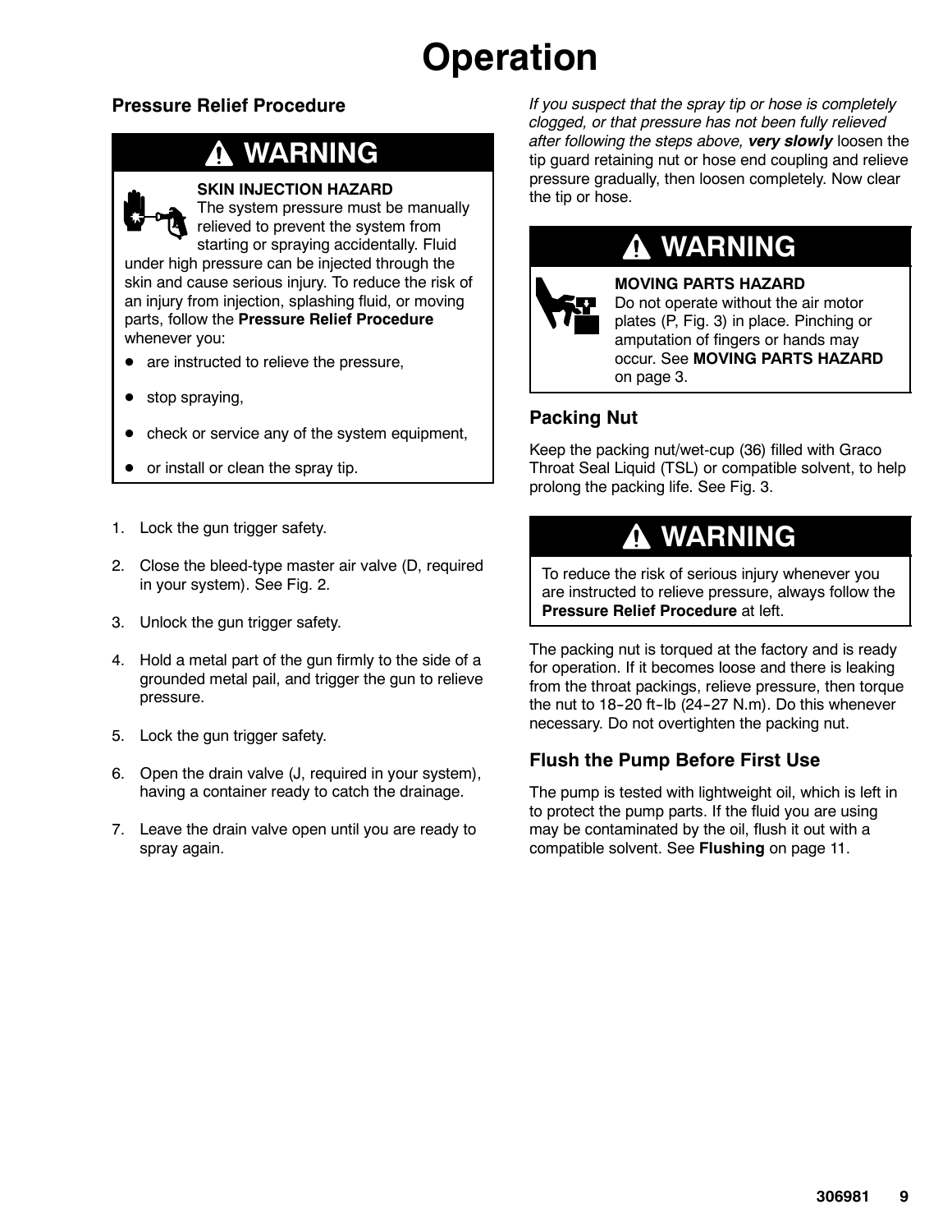# Operation

## Pressure Relief Procedure

> **⚠ WARNING**
>
> **SKIN INJECTION HAZARD**
> The system pressure must be manually relieved to prevent the system from starting or spraying accidentally. Fluid under high pressure can be injected through the skin and cause serious injury. To reduce the risk of an injury from injection, splashing fluid, or moving parts, follow the **Pressure Relief Procedure** whenever you:
>
> - are instructed to relieve the pressure,
> - stop spraying,
> - check or service any of the system equipment,
> - or install or clean the spray tip.

1. Lock the gun trigger safety.
2. Close the bleed-type master air valve (D, required in your system). See Fig. 2.
3. Unlock the gun trigger safety.
4. Hold a metal part of the gun firmly to the side of a grounded metal pail, and trigger the gun to relieve pressure.
5. Lock the gun trigger safety.
6. Open the drain valve (J, required in your system), having a container ready to catch the drainage.
7. Leave the drain valve open until you are ready to spray again.

*If you suspect that the spray tip or hose is completely clogged, or that pressure has not been fully relieved after following the steps above,* ***very slowly*** loosen the tip guard retaining nut or hose end coupling and relieve pressure gradually, then loosen completely. Now clear the tip or hose.

> **⚠ WARNING**
>
> **MOVING PARTS HAZARD**
> Do not operate without the air motor plates (P, Fig. 3) in place. Pinching or amputation of fingers or hands may occur. See **MOVING PARTS HAZARD** on page 3.

## Packing Nut

Keep the packing nut/wet-cup (36) filled with Graco Throat Seal Liquid (TSL) or compatible solvent, to help prolong the packing life. See Fig. 3.

> **⚠ WARNING**
>
> To reduce the risk of serious injury whenever you are instructed to relieve pressure, always follow the **Pressure Relief Procedure** at left.

The packing nut is torqued at the factory and is ready for operation. If it becomes loose and there is leaking from the throat packings, relieve pressure, then torque the nut to 18-20 ft-lb (24-27 N.m). Do this whenever necessary. Do not overtighten the packing nut.

## Flush the Pump Before First Use

The pump is tested with lightweight oil, which is left in to protect the pump parts. If the fluid you are using may be contaminated by the oil, flush it out with a compatible solvent. See **Flushing** on page 11.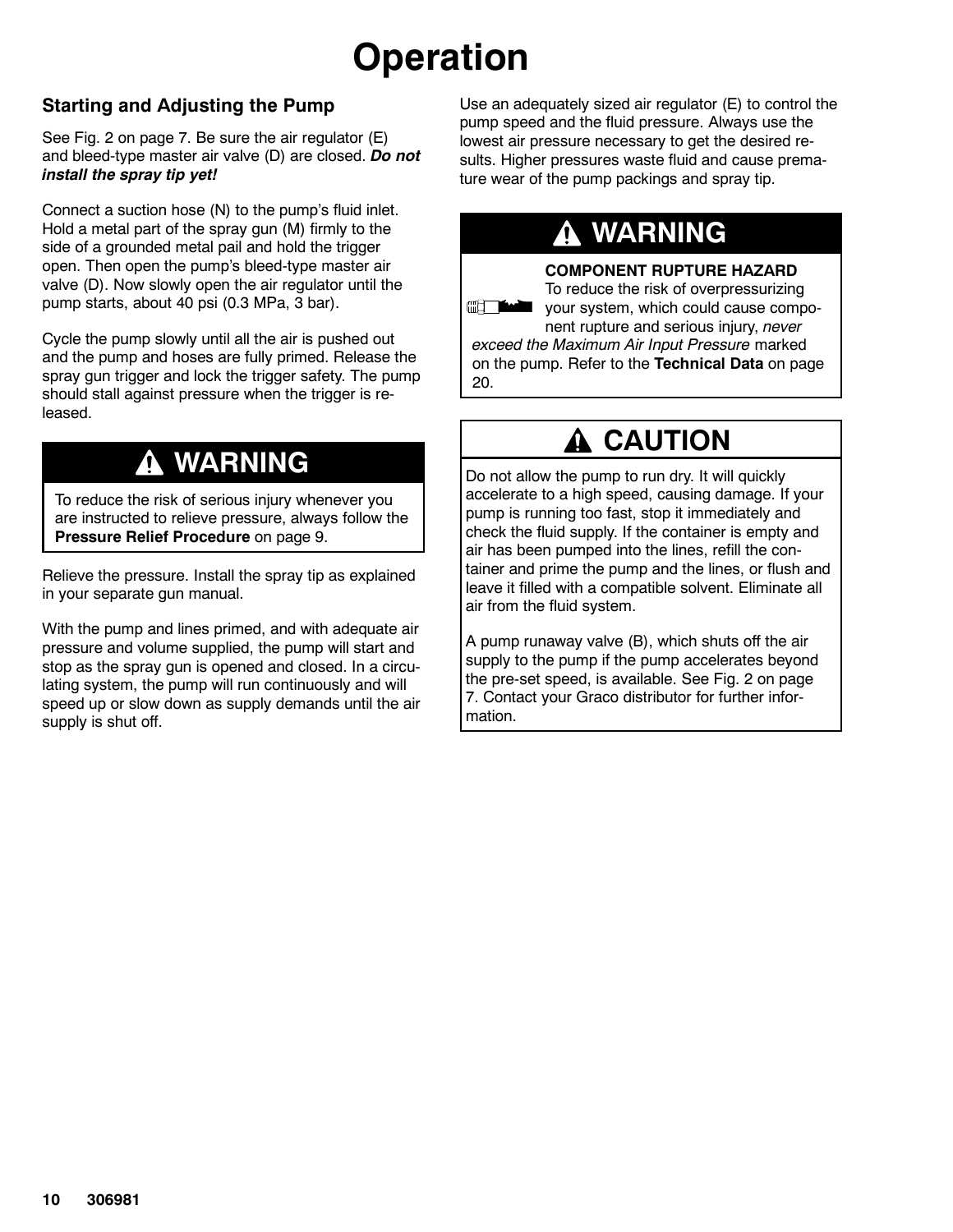# Operation

## Starting and Adjusting the Pump

See Fig. 2 on page 7. Be sure the air regulator (E) and bleed-type master air valve (D) are closed. ***Do not install the spray tip yet!***

Connect a suction hose (N) to the pump's fluid inlet. Hold a metal part of the spray gun (M) firmly to the side of a grounded metal pail and hold the trigger open. Then open the pump's bleed-type master air valve (D). Now slowly open the air regulator until the pump starts, about 40 psi (0.3 MPa, 3 bar).

Cycle the pump slowly until all the air is pushed out and the pump and hoses are fully primed. Release the spray gun trigger and lock the trigger safety. The pump should stall against pressure when the trigger is released.

> **⚠ WARNING**
>
> To reduce the risk of serious injury whenever you are instructed to relieve pressure, always follow the **Pressure Relief Procedure** on page 9.

Relieve the pressure. Install the spray tip as explained in your separate gun manual.

With the pump and lines primed, and with adequate air pressure and volume supplied, the pump will start and stop as the spray gun is opened and closed. In a circulating system, the pump will run continuously and will speed up or slow down as supply demands until the air supply is shut off.

Use an adequately sized air regulator (E) to control the pump speed and the fluid pressure. Always use the lowest air pressure necessary to get the desired results. Higher pressures waste fluid and cause premature wear of the pump packings and spray tip.

> **⚠ WARNING**
>
> **COMPONENT RUPTURE HAZARD**
> To reduce the risk of overpressurizing your system, which could cause component rupture and serious injury, *never exceed the Maximum Air Input Pressure* marked on the pump. Refer to the **Technical Data** on page 20.

> **⚠ CAUTION**
>
> Do not allow the pump to run dry. It will quickly accelerate to a high speed, causing damage. If your pump is running too fast, stop it immediately and check the fluid supply. If the container is empty and air has been pumped into the lines, refill the container and prime the pump and the lines, or flush and leave it filled with a compatible solvent. Eliminate all air from the fluid system.
>
> A pump runaway valve (B), which shuts off the air supply to the pump if the pump accelerates beyond the pre-set speed, is available. See Fig. 2 on page 7. Contact your Graco distributor for further information.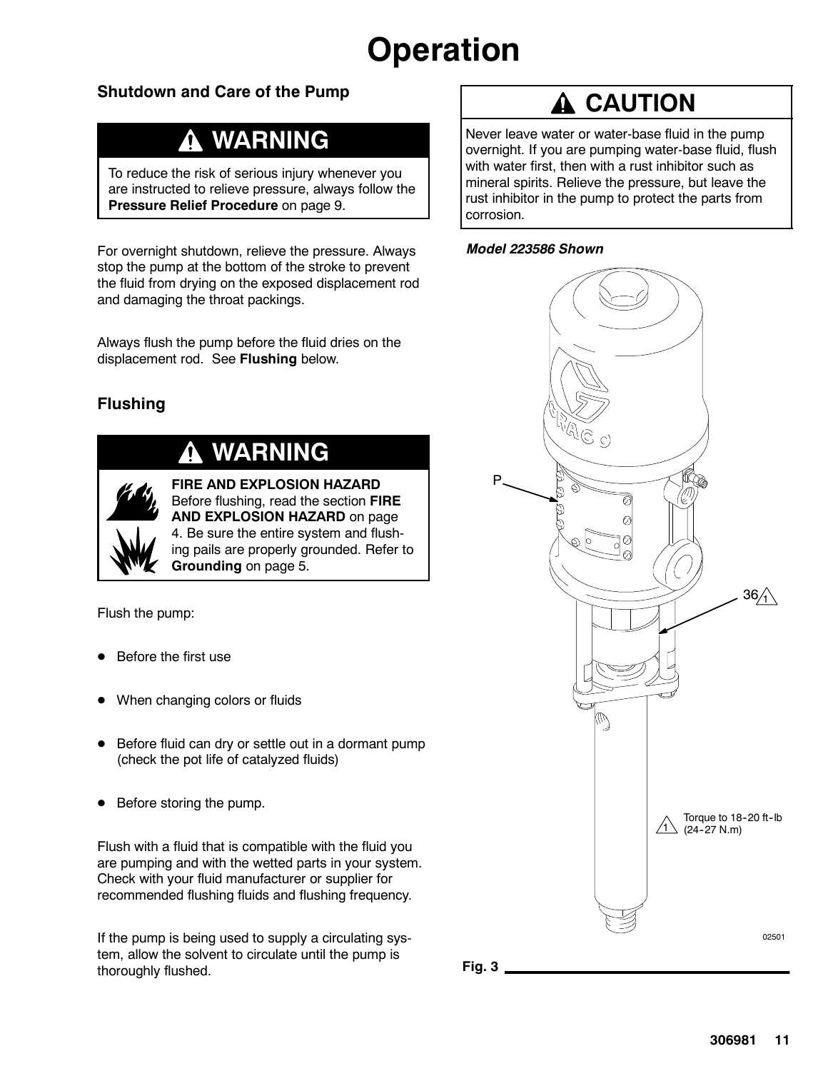# Operation

## Shutdown and Care of the Pump

**⚠ WARNING**

To reduce the risk of serious injury whenever you are instructed to relieve pressure, always follow the **Pressure Relief Procedure** on page 9.

For overnight shutdown, relieve the pressure. Always stop the pump at the bottom of the stroke to prevent the fluid from drying on the exposed displacement rod and damaging the throat packings.

Always flush the pump before the fluid dries on the displacement rod. See **Flushing** below.

## Flushing

**⚠ WARNING**

**FIRE AND EXPLOSION HAZARD**
Before flushing, read the section **FIRE AND EXPLOSION HAZARD** on page 4. Be sure the entire system and flushing pails are properly grounded. Refer to **Grounding** on page 5.

Flush the pump:

- Before the first use
- When changing colors or fluids
- Before fluid can dry or settle out in a dormant pump (check the pot life of catalyzed fluids)
- Before storing the pump.

Flush with a fluid that is compatible with the fluid you are pumping and with the wetted parts in your system. Check with your fluid manufacturer or supplier for recommended flushing fluids and flushing frequency.

If the pump is being used to supply a circulating system, allow the solvent to circulate until the pump is thoroughly flushed.

**⚠ CAUTION**

Never leave water or water-base fluid in the pump overnight. If you are pumping water-base fluid, flush with water first, then with a rust inhibitor such as mineral spirits. Relieve the pressure, but leave the rust inhibitor in the pump to protect the parts from corrosion.

***Model 223586 Shown***

P

36 ⚠1

⚠1 Torque to 18-20 ft-lb (24-27 N.m)

02501

**Fig. 3**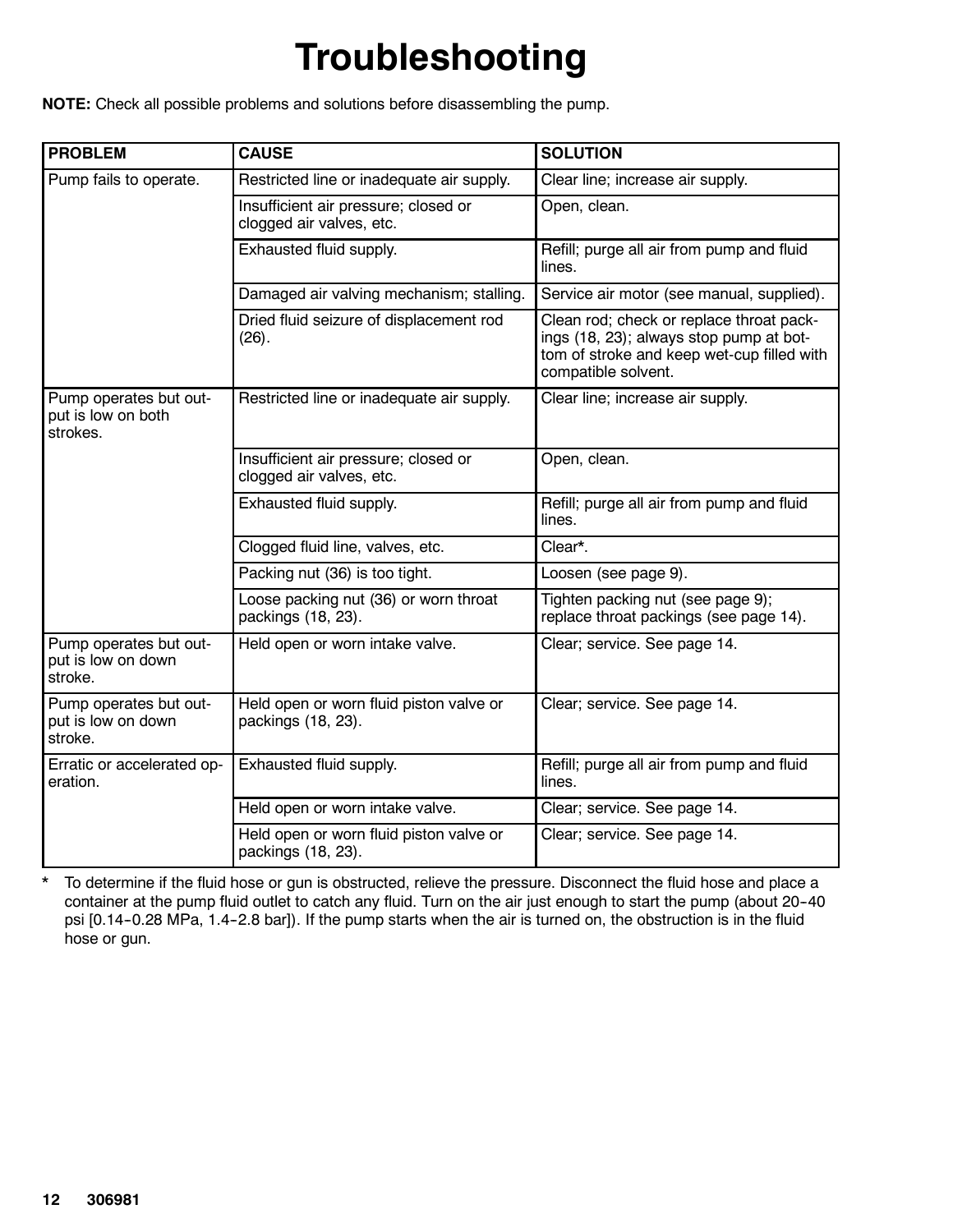# Troubleshooting

**NOTE:** Check all possible problems and solutions before disassembling the pump.

| PROBLEM | CAUSE | SOLUTION |
|---|---|---|
| Pump fails to operate. | Restricted line or inadequate air supply. | Clear line; increase air supply. |
| | Insufficient air pressure; closed or clogged air valves, etc. | Open, clean. |
| | Exhausted fluid supply. | Refill; purge all air from pump and fluid lines. |
| | Damaged air valving mechanism; stalling. | Service air motor (see manual, supplied). |
| | Dried fluid seizure of displacement rod (26). | Clean rod; check or replace throat packings (18, 23); always stop pump at bottom of stroke and keep wet-cup filled with compatible solvent. |
| Pump operates but output is low on both strokes. | Restricted line or inadequate air supply. | Clear line; increase air supply. |
| | Insufficient air pressure; closed or clogged air valves, etc. | Open, clean. |
| | Exhausted fluid supply. | Refill; purge all air from pump and fluid lines. |
| | Clogged fluid line, valves, etc. | Clear*. |
| | Packing nut (36) is too tight. | Loosen (see page 9). |
| | Loose packing nut (36) or worn throat packings (18, 23). | Tighten packing nut (see page 9); replace throat packings (see page 14). |
| Pump operates but output is low on down stroke. | Held open or worn intake valve. | Clear; service. See page 14. |
| Pump operates but output is low on down stroke. | Held open or worn fluid piston valve or packings (18, 23). | Clear; service. See page 14. |
| Erratic or accelerated operation. | Exhausted fluid supply. | Refill; purge all air from pump and fluid lines. |
| | Held open or worn intake valve. | Clear; service. See page 14. |
| | Held open or worn fluid piston valve or packings (18, 23). | Clear; service. See page 14. |

\* To determine if the fluid hose or gun is obstructed, relieve the pressure. Disconnect the fluid hose and place a container at the pump fluid outlet to catch any fluid. Turn on the air just enough to start the pump (about 20–40 psi [0.14–0.28 MPa, 1.4–2.8 bar]). If the pump starts when the air is turned on, the obstruction is in the fluid hose or gun.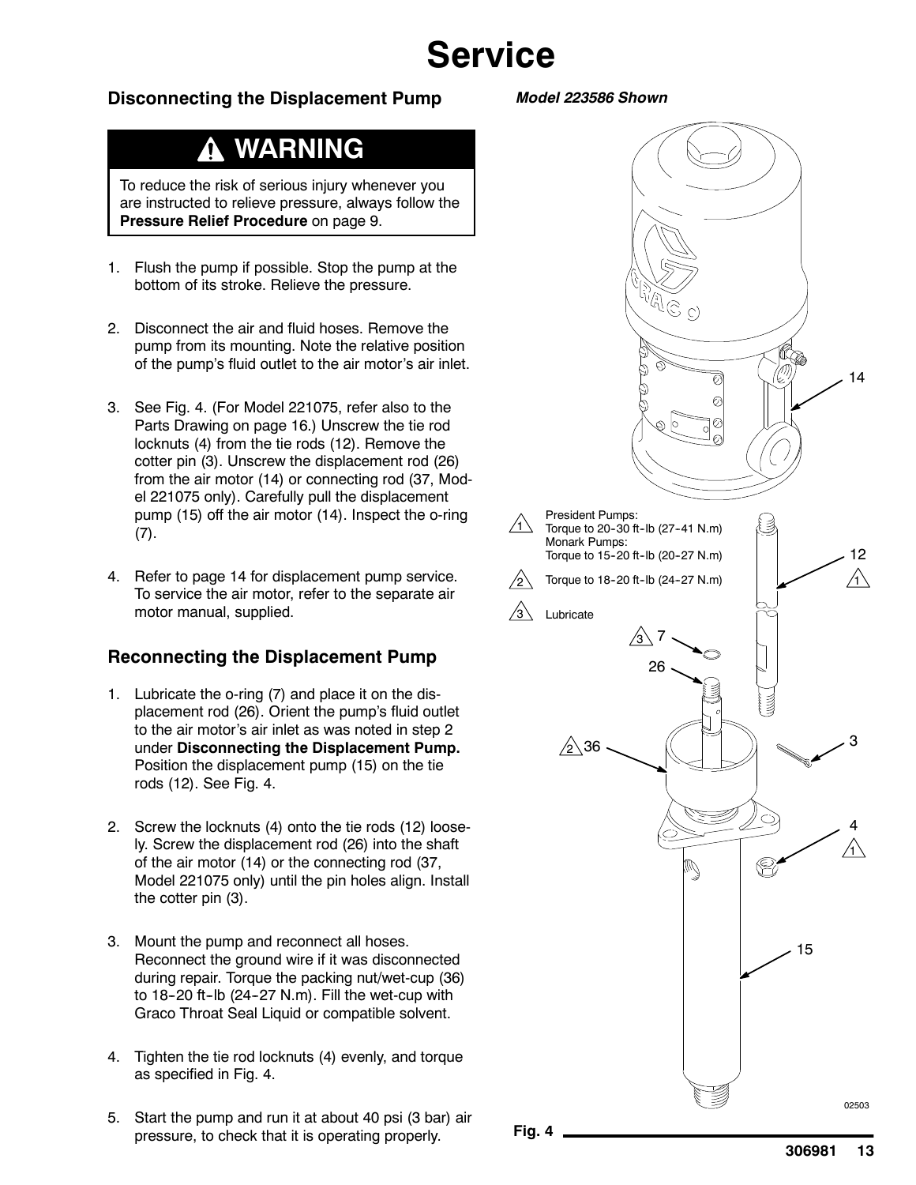# Service

## Disconnecting the Displacement Pump

> **⚠ WARNING**
>
> To reduce the risk of serious injury whenever you are instructed to relieve pressure, always follow the **Pressure Relief Procedure** on page 9.

1. Flush the pump if possible. Stop the pump at the bottom of its stroke. Relieve the pressure.
2. Disconnect the air and fluid hoses. Remove the pump from its mounting. Note the relative position of the pump's fluid outlet to the air motor's air inlet.
3. See Fig. 4. (For Model 221075, refer also to the Parts Drawing on page 16.) Unscrew the tie rod locknuts (4) from the tie rods (12). Remove the cotter pin (3). Unscrew the displacement rod (26) from the air motor (14) or connecting rod (37, Model 221075 only). Carefully pull the displacement pump (15) off the air motor (14). Inspect the o-ring (7).
4. Refer to page 14 for displacement pump service. To service the air motor, refer to the separate air motor manual, supplied.

## Reconnecting the Displacement Pump

1. Lubricate the o-ring (7) and place it on the displacement rod (26). Orient the pump's fluid outlet to the air motor's air inlet as was noted in step 2 under **Disconnecting the Displacement Pump.** Position the displacement pump (15) on the tie rods (12). See Fig. 4.
2. Screw the locknuts (4) onto the tie rods (12) loosely. Screw the displacement rod (26) into the shaft of the air motor (14) or the connecting rod (37, Model 221075 only) until the pin holes align. Install the cotter pin (3).
3. Mount the pump and reconnect all hoses. Reconnect the ground wire if it was disconnected during repair. Torque the packing nut/wet-cup (36) to 18-20 ft-lb (24-27 N.m). Fill the wet-cup with Graco Throat Seal Liquid or compatible solvent.
4. Tighten the tie rod locknuts (4) evenly, and torque as specified in Fig. 4.
5. Start the pump and run it at about 40 psi (3 bar) air pressure, to check that it is operating properly.

*Model 223586 Shown*

1. President Pumps: Torque to 20-30 ft-lb (27-41 N.m)
   Monark Pumps: Torque to 15-20 ft-lb (20-27 N.m)
2. Torque to 18-20 ft-lb (24-27 N.m)
3. Lubricate

14, 12 (1), 7 (3), 26, 36 (2), 3, 4 (1), 15

02503

Fig. 4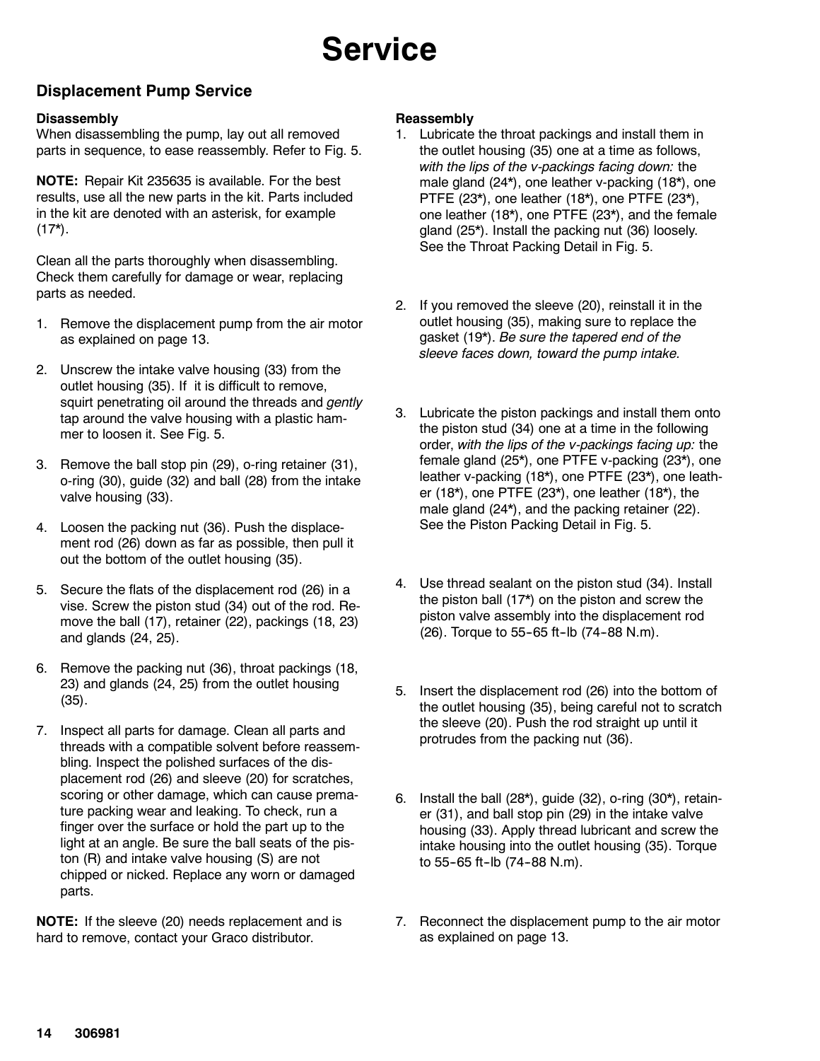# Service

## Displacement Pump Service

### Disassembly

When disassembling the pump, lay out all removed parts in sequence, to ease reassembly. Refer to Fig. 5.

**NOTE:** Repair Kit 235635 is available. For the best results, use all the new parts in the kit. Parts included in the kit are denoted with an asterisk, for example (17*).

Clean all the parts thoroughly when disassembling. Check them carefully for damage or wear, replacing parts as needed.

1. Remove the displacement pump from the air motor as explained on page 13.
2. Unscrew the intake valve housing (33) from the outlet housing (35). If it is difficult to remove, squirt penetrating oil around the threads and *gently* tap around the valve housing with a plastic hammer to loosen it. See Fig. 5.
3. Remove the ball stop pin (29), o-ring retainer (31), o-ring (30), guide (32) and ball (28) from the intake valve housing (33).
4. Loosen the packing nut (36). Push the displacement rod (26) down as far as possible, then pull it out the bottom of the outlet housing (35).
5. Secure the flats of the displacement rod (26) in a vise. Screw the piston stud (34) out of the rod. Remove the ball (17), retainer (22), packings (18, 23) and glands (24, 25).
6. Remove the packing nut (36), throat packings (18, 23) and glands (24, 25) from the outlet housing (35).
7. Inspect all parts for damage. Clean all parts and threads with a compatible solvent before reassembling. Inspect the polished surfaces of the displacement rod (26) and sleeve (20) for scratches, scoring or other damage, which can cause premature packing wear and leaking. To check, run a finger over the surface or hold the part up to the light at an angle. Be sure the ball seats of the piston (R) and intake valve housing (S) are not chipped or nicked. Replace any worn or damaged parts.

**NOTE:** If the sleeve (20) needs replacement and is hard to remove, contact your Graco distributor.

### Reassembly

1. Lubricate the throat packings and install them in the outlet housing (35) one at a time as follows, *with the lips of the v-packings facing down:* the male gland (24*), one leather v-packing (18*), one PTFE (23*), one leather (18*), one PTFE (23*), one leather (18*), one PTFE (23*), and the female gland (25*). Install the packing nut (36) loosely. See the Throat Packing Detail in Fig. 5.
2. If you removed the sleeve (20), reinstall it in the outlet housing (35), making sure to replace the gasket (19*). *Be sure the tapered end of the sleeve faces down, toward the pump intake.*
3. Lubricate the piston packings and install them onto the piston stud (34) one at a time in the following order, *with the lips of the v-packings facing up:* the female gland (25*), one PTFE v-packing (23*), one leather v-packing (18*), one PTFE (23*), one leather (18*), one PTFE (23*), one leather (18*), the male gland (24*), and the packing retainer (22). See the Piston Packing Detail in Fig. 5.
4. Use thread sealant on the piston stud (34). Install the piston ball (17*) on the piston and screw the piston valve assembly into the displacement rod (26). Torque to 55-65 ft-lb (74-88 N.m).
5. Insert the displacement rod (26) into the bottom of the outlet housing (35), being careful not to scratch the sleeve (20). Push the rod straight up until it protrudes from the packing nut (36).
6. Install the ball (28*), guide (32), o-ring (30*), retainer (31), and ball stop pin (29) in the intake valve housing (33). Apply thread lubricant and screw the intake housing into the outlet housing (35). Torque to 55-65 ft-lb (74-88 N.m).
7. Reconnect the displacement pump to the air motor as explained on page 13.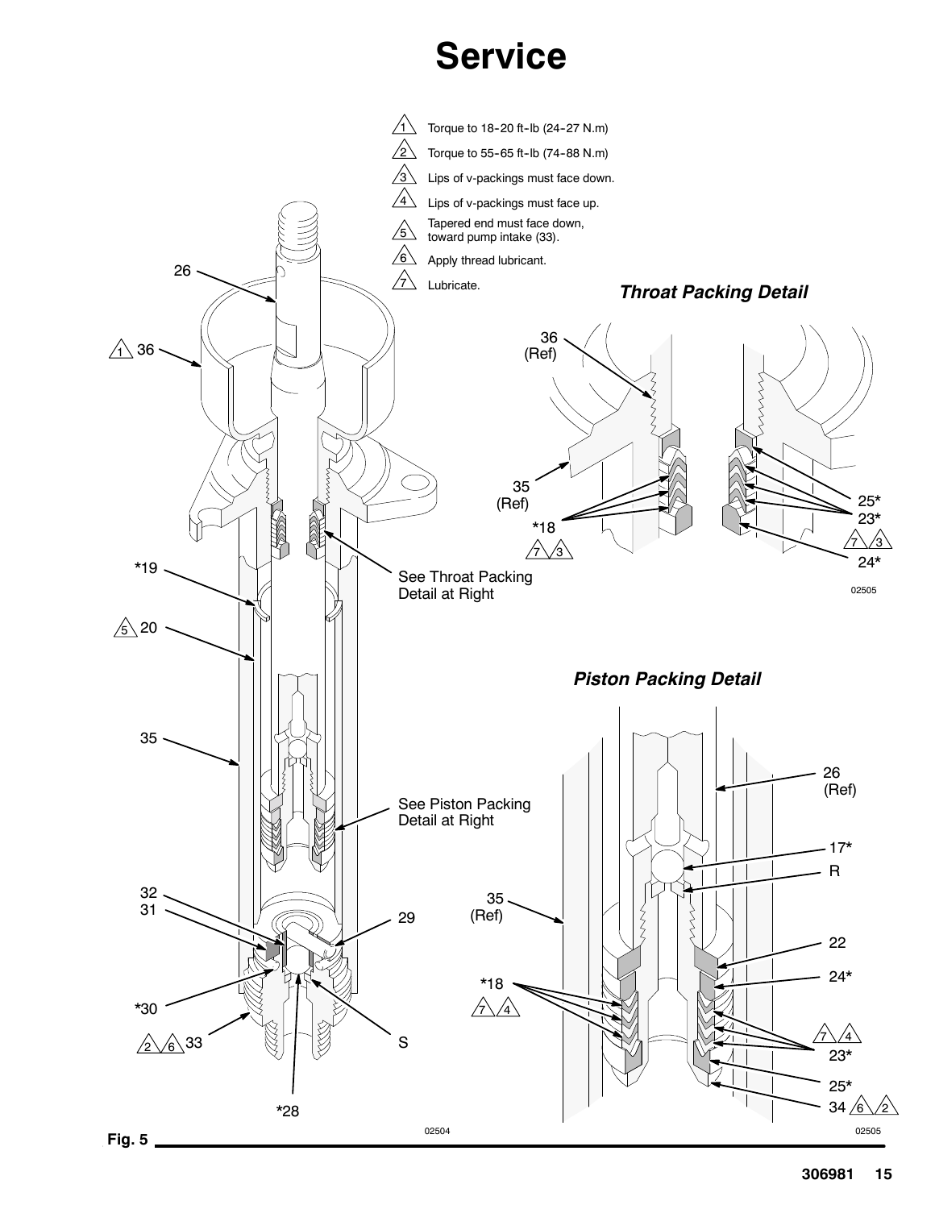# Service

1. Torque to 18-20 ft-lb (24-27 N.m)
2. Torque to 55-65 ft-lb (74-88 N.m)
3. Lips of v-packings must face down.
4. Lips of v-packings must face up.
5. Tapered end must face down, toward pump intake (33).
6. Apply thread lubricant.
7. Lubricate.

***Throat Packing Detail***

***Piston Packing Detail***

Fig. 5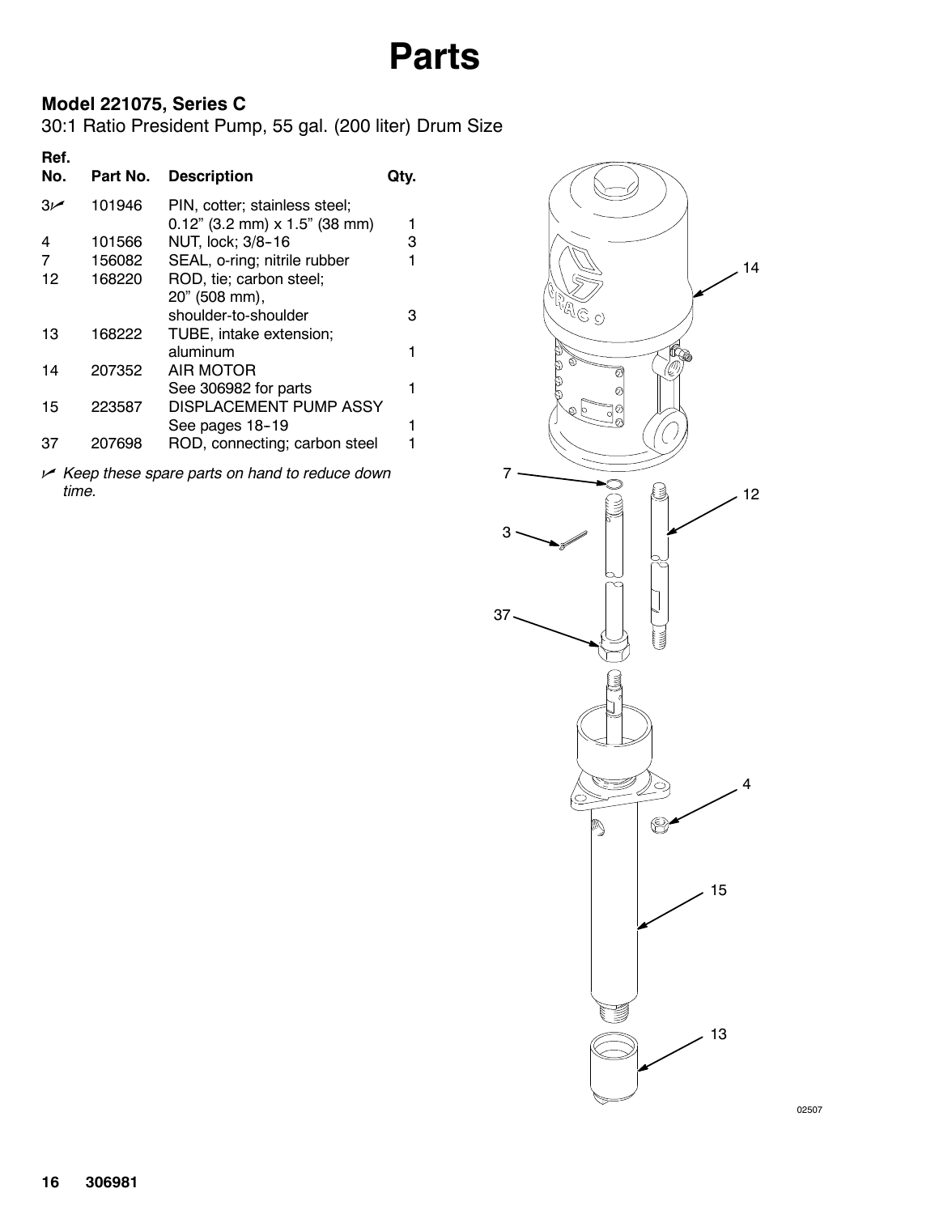# Parts

### Model 221075, Series C

30:1 Ratio President Pump, 55 gal. (200 liter) Drum Size

| Ref. No. | Part No. | Description | Qty. |
|---|---|---|---|
| 3✓ | 101946 | PIN, cotter; stainless steel; 0.12” (3.2 mm) x 1.5” (38 mm) | 1 |
| 4 | 101566 | NUT, lock; 3/8–16 | 3 |
| 7 | 156082 | SEAL, o-ring; nitrile rubber | 1 |
| 12 | 168220 | ROD, tie; carbon steel; 20” (508 mm), shoulder-to-shoulder | 3 |
| 13 | 168222 | TUBE, intake extension; aluminum | 1 |
| 14 | 207352 | AIR MOTOR See 306982 for parts | 1 |
| 15 | 223587 | DISPLACEMENT PUMP ASSY See pages 18–19 | 1 |
| 37 | 207698 | ROD, connecting; carbon steel | 1 |

✓ *Keep these spare parts on hand to reduce down time.*

14

7

12

3

37

4

15

13

02507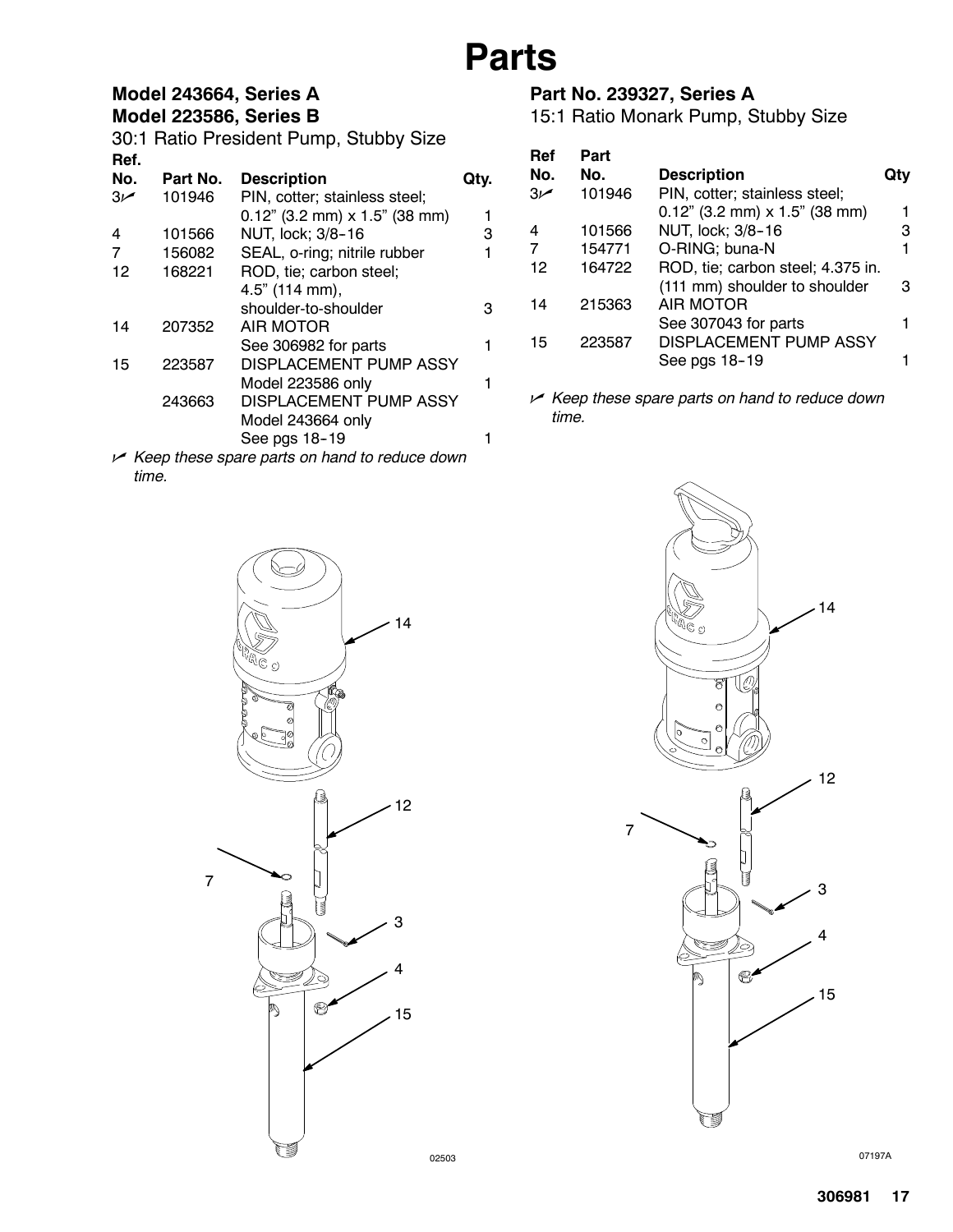# Parts

### Model 243664, Series A
### Model 223586, Series B

30:1 Ratio President Pump, Stubby Size

| Ref. No. | Part No. | Description | Qty. |
|---|---|---|---|
| 3✓ | 101946 | PIN, cotter; stainless steel; 0.12" (3.2 mm) x 1.5" (38 mm) | 1 |
| 4 | 101566 | NUT, lock; 3/8-16 | 3 |
| 7 | 156082 | SEAL, o-ring; nitrile rubber | 1 |
| 12 | 168221 | ROD, tie; carbon steel; 4.5" (114 mm), shoulder-to-shoulder | 3 |
| 14 | 207352 | AIR MOTOR See 306982 for parts | 1 |
| 15 | 223587 | DISPLACEMENT PUMP ASSY Model 223586 only | 1 |
| | 243663 | DISPLACEMENT PUMP ASSY Model 243664 only See pgs 18-19 | 1 |

✓ *Keep these spare parts on hand to reduce down time.*

02503

### Part No. 239327, Series A

15:1 Ratio Monark Pump, Stubby Size

| Ref No. | Part No. | Description | Qty |
|---|---|---|---|
| 3✓ | 101946 | PIN, cotter; stainless steel; 0.12" (3.2 mm) x 1.5" (38 mm) | 1 |
| 4 | 101566 | NUT, lock; 3/8-16 | 3 |
| 7 | 154771 | O-RING; buna-N | 1 |
| 12 | 164722 | ROD, tie; carbon steel; 4.375 in. (111 mm) shoulder to shoulder | 3 |
| 14 | 215363 | AIR MOTOR See 307043 for parts | 1 |
| 15 | 223587 | DISPLACEMENT PUMP ASSY See pgs 18-19 | 1 |

✓ *Keep these spare parts on hand to reduce down time.*

07197A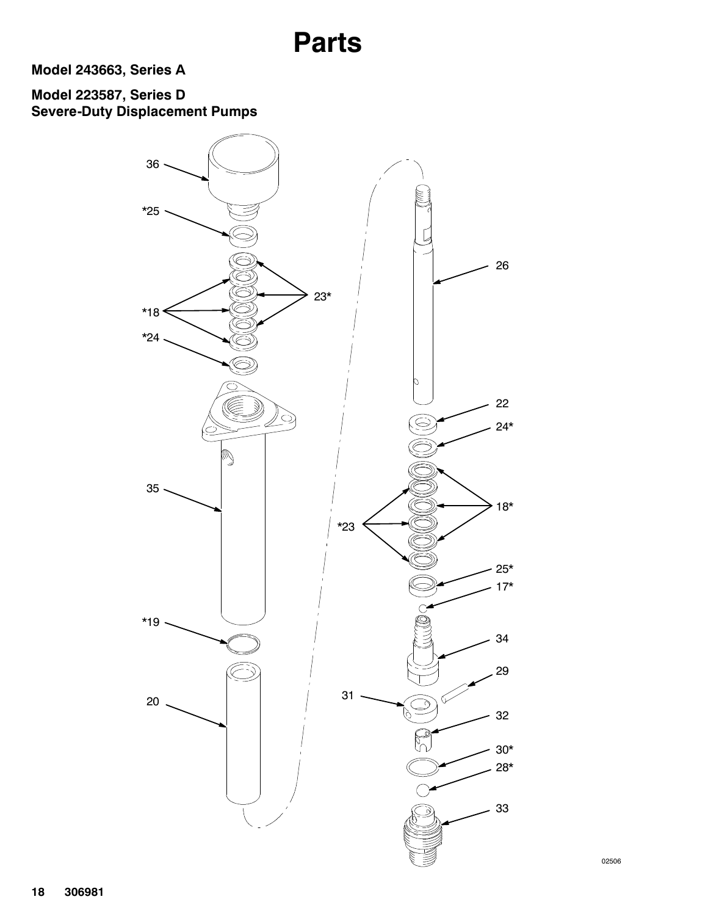# Parts

**Model 243663, Series A**

**Model 223587, Series D**
**Severe-Duty Displacement Pumps**

36

*25

*18

23*

*24

35

*19

20

26

22

24*

18*

*23

25*

17*

34

29

31

32

30*

28*

33

02506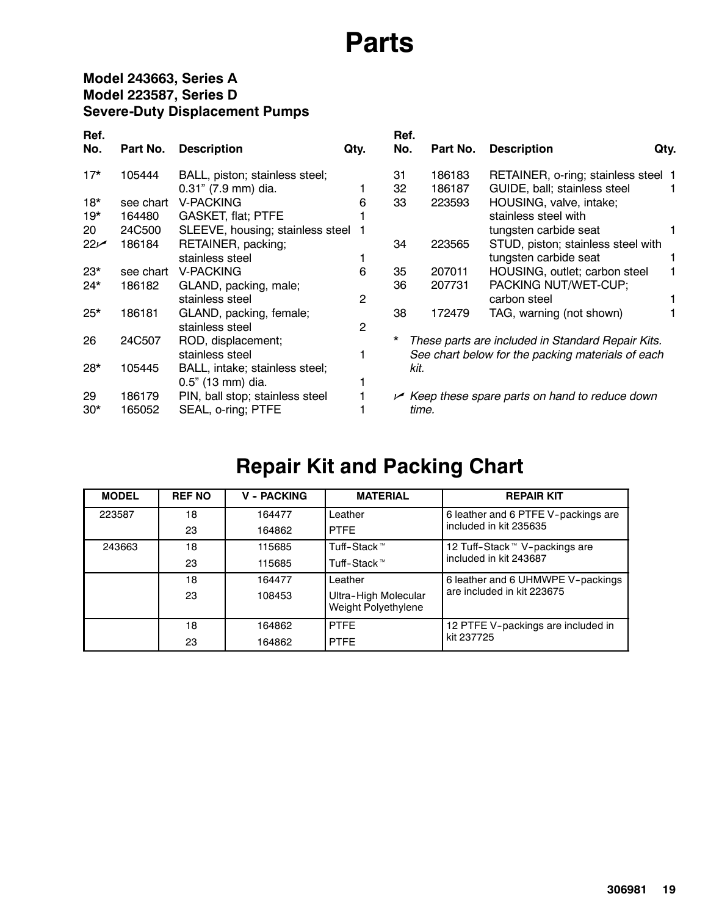# Parts

### Model 243663, Series A
### Model 223587, Series D
### Severe-Duty Displacement Pumps

| Ref. No. | Part No. | Description | Qty. |
|---|---|---|---|
| 17* | 105444 | BALL, piston; stainless steel; 0.31" (7.9 mm) dia. | 1 |
| 18* | see chart | V-PACKING | 6 |
| 19* | 164480 | GASKET, flat; PTFE | 1 |
| 20 | 24C500 | SLEEVE, housing; stainless steel | 1 |
| 22✓ | 186184 | RETAINER, packing; stainless steel | 1 |
| 23* | see chart | V-PACKING | 6 |
| 24* | 186182 | GLAND, packing, male; stainless steel | 2 |
| 25* | 186181 | GLAND, packing, female; stainless steel | 2 |
| 26 | 24C507 | ROD, displacement; stainless steel | 1 |
| 28* | 105445 | BALL, intake; stainless steel; 0.5" (13 mm) dia. | 1 |
| 29 | 186179 | PIN, ball stop; stainless steel | 1 |
| 30* | 165052 | SEAL, o-ring; PTFE | 1 |
| 31 | 186183 | RETAINER, o-ring; stainless steel | 1 |
| 32 | 186187 | GUIDE, ball; stainless steel | 1 |
| 33 | 223593 | HOUSING, valve, intake; stainless steel with tungsten carbide seat | 1 |
| 34 | 223565 | STUD, piston; stainless steel with tungsten carbide seat | 1 |
| 35 | 207011 | HOUSING, outlet; carbon steel | 1 |
| 36 | 207731 | PACKING NUT/WET-CUP; carbon steel | 1 |
| 38 | 172479 | TAG, warning (not shown) | 1 |

\* *These parts are included in Standard Repair Kits. See chart below for the packing materials of each kit.*

✓ *Keep these spare parts on hand to reduce down time.*

# Repair Kit and Packing Chart

| MODEL | REF NO | V - PACKING | MATERIAL | REPAIR KIT |
|---|---|---|---|---|
| 223587 | 18 | 164477 | Leather | 6 leather and 6 PTFE V-packings are included in kit 235635 |
| | 23 | 164862 | PTFE | |
| 243663 | 18 | 115685 | Tuff-Stack™ | 12 Tuff-Stack™ V-packings are included in kit 243687 |
| | 23 | 115685 | Tuff-Stack™ | |
| | 18 | 164477 | Leather | 6 leather and 6 UHMWPE V-packings are included in kit 223675 |
| | 23 | 108453 | Ultra-High Molecular Weight Polyethylene | |
| | 18 | 164862 | PTFE | 12 PTFE V-packings are included in kit 237725 |
| | 23 | 164862 | PTFE | |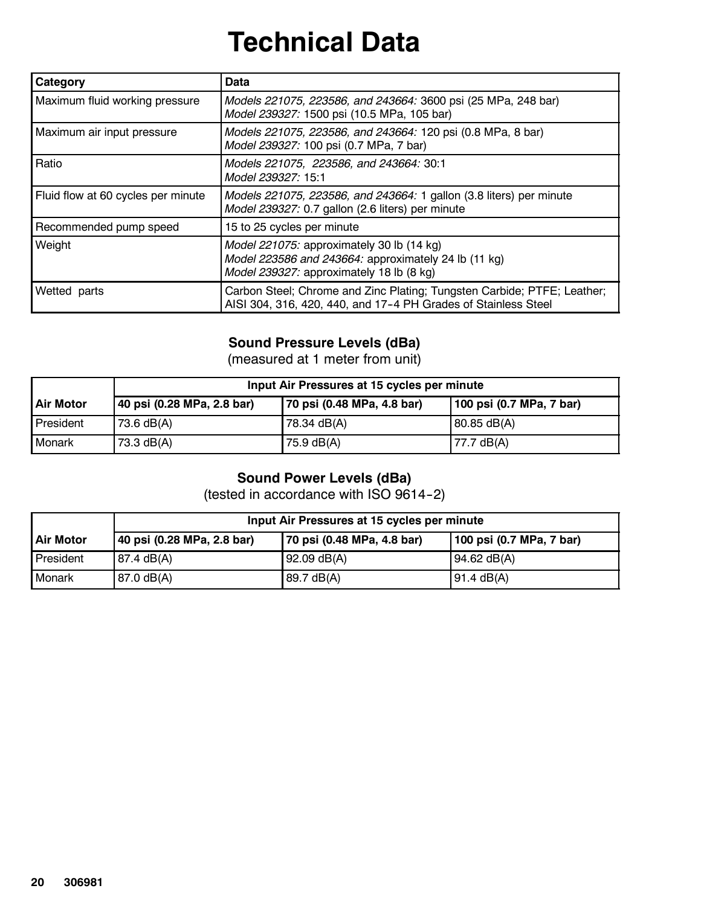# Technical Data

| Category | Data |
|---|---|
| Maximum fluid working pressure | *Models 221075, 223586, and 243664:* 3600 psi (25 MPa, 248 bar)<br>*Model 239327:* 1500 psi (10.5 MPa, 105 bar) |
| Maximum air input pressure | *Models 221075, 223586, and 243664:* 120 psi (0.8 MPa, 8 bar)<br>*Model 239327:* 100 psi (0.7 MPa, 7 bar) |
| Ratio | *Models 221075, 223586, and 243664:* 30:1<br>*Model 239327:* 15:1 |
| Fluid flow at 60 cycles per minute | *Models 221075, 223586, and 243664:* 1 gallon (3.8 liters) per minute<br>*Model 239327:* 0.7 gallon (2.6 liters) per minute |
| Recommended pump speed | 15 to 25 cycles per minute |
| Weight | *Model 221075:* approximately 30 lb (14 kg)<br>*Model 223586 and 243664:* approximately 24 lb (11 kg)<br>*Model 239327:* approximately 18 lb (8 kg) |
| Wetted parts | Carbon Steel; Chrome and Zinc Plating; Tungsten Carbide; PTFE; Leather; AISI 304, 316, 420, 440, and 17-4 PH Grades of Stainless Steel |

### Sound Pressure Levels (dBa)

(measured at 1 meter from unit)

| | Input Air Pressures at 15 cycles per minute | | |
|---|---|---|---|
| **Air Motor** | **40 psi (0.28 MPa, 2.8 bar)** | **70 psi (0.48 MPa, 4.8 bar)** | **100 psi (0.7 MPa, 7 bar)** |
| President | 73.6 dB(A) | 78.34 dB(A) | 80.85 dB(A) |
| Monark | 73.3 dB(A) | 75.9 dB(A) | 77.7 dB(A) |

### Sound Power Levels (dBa)

(tested in accordance with ISO 9614-2)

| | Input Air Pressures at 15 cycles per minute | | |
|---|---|---|---|
| **Air Motor** | **40 psi (0.28 MPa, 2.8 bar)** | **70 psi (0.48 MPa, 4.8 bar)** | **100 psi (0.7 MPa, 7 bar)** |
| President | 87.4 dB(A) | 92.09 dB(A) | 94.62 dB(A) |
| Monark | 87.0 dB(A) | 89.7 dB(A) | 91.4 dB(A) |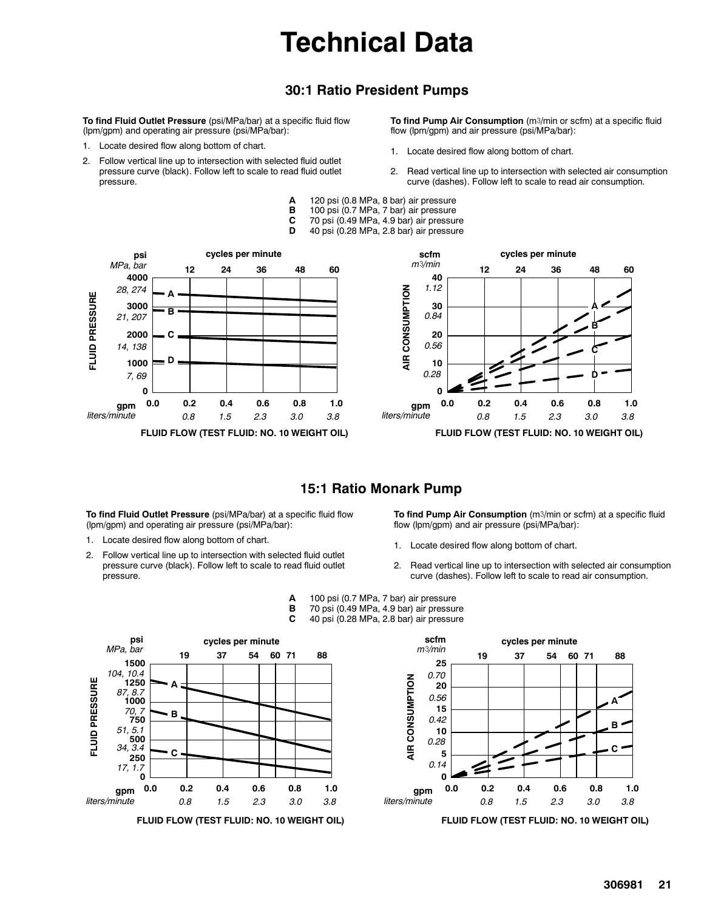# Technical Data

## 30:1 Ratio President Pumps

**To find Fluid Outlet Pressure** (psi/MPa/bar) at a specific fluid flow (lpm/gpm) and operating air pressure (psi/MPa/bar):

1. Locate desired flow along bottom of chart.
2. Follow vertical line up to intersection with selected fluid outlet pressure curve (black). Follow left to scale to read fluid outlet pressure.

**To find Pump Air Consumption** ($m^3$/min or scfm) at a specific fluid flow (lpm/gpm) and air pressure (psi/MPa/bar):

1. Locate desired flow along bottom of chart.
2. Read vertical line up to intersection with selected air consumption curve (dashes). Follow left to scale to read air consumption.

**A** 120 psi (0.8 MPa, 8 bar) air pressure
**B** 100 psi (0.7 MPa, 7 bar) air pressure
**C** 70 psi (0.49 MPa, 4.9 bar) air pressure
**D** 40 psi (0.28 MPa, 2.8 bar) air pressure

FLUID FLOW (TEST FLUID: NO. 10 WEIGHT OIL)

FLUID FLOW (TEST FLUID: NO. 10 WEIGHT OIL)

## 15:1 Ratio Monark Pump

**To find Fluid Outlet Pressure** (psi/MPa/bar) at a specific fluid flow (lpm/gpm) and operating air pressure (psi/MPa/bar):

1. Locate desired flow along bottom of chart.
2. Follow vertical line up to intersection with selected fluid outlet pressure curve (black). Follow left to scale to read fluid outlet pressure.

**To find Pump Air Consumption** ($m^3$/min or scfm) at a specific fluid flow (lpm/gpm) and air pressure (psi/MPa/bar):

1. Locate desired flow along bottom of chart.
2. Read vertical line up to intersection with selected air consumption curve (dashes). Follow left to scale to read air consumption.

**A** 100 psi (0.7 MPa, 7 bar) air pressure
**B** 70 psi (0.49 MPa, 4.9 bar) air pressure
**C** 40 psi (0.28 MPa, 2.8 bar) air pressure

FLUID FLOW (TEST FLUID: NO. 10 WEIGHT OIL)

FLUID FLOW (TEST FLUID: NO. 10 WEIGHT OIL)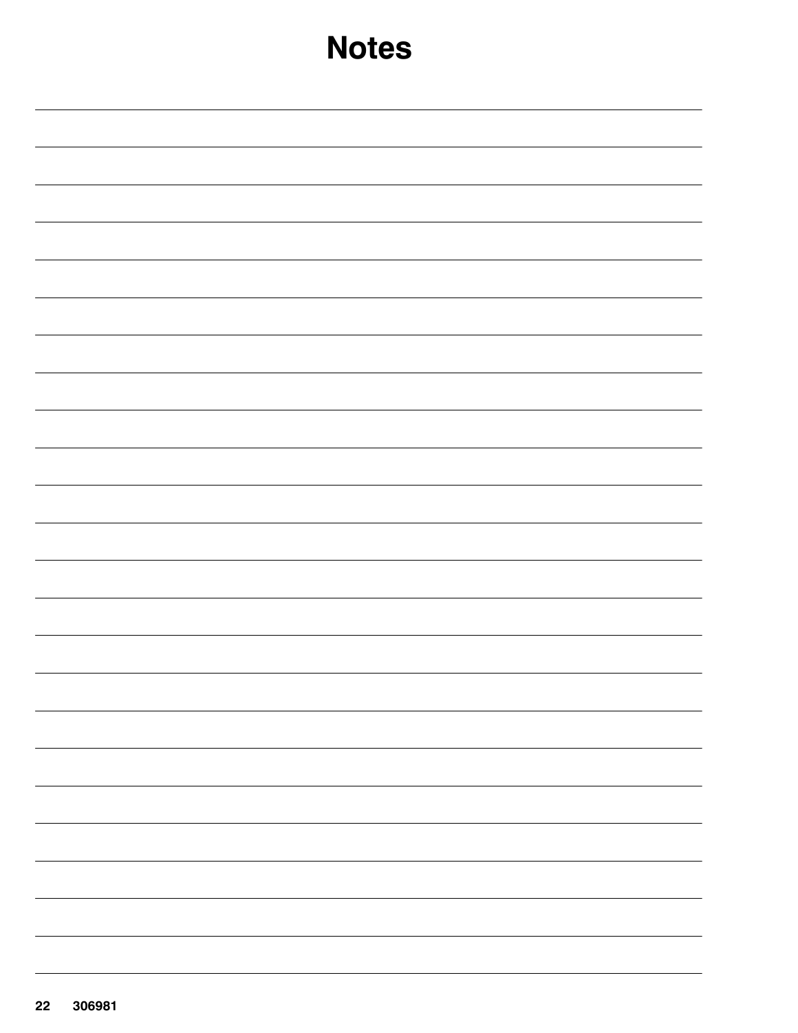# Notes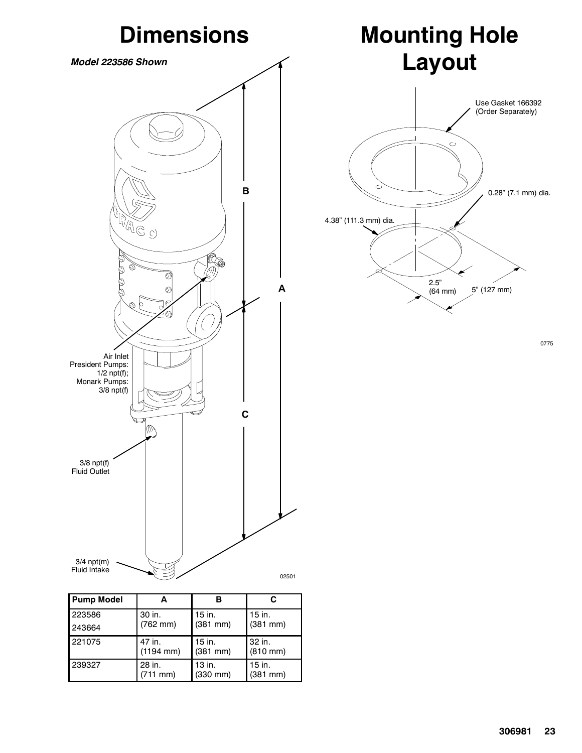# Dimensions

*Model 223586 Shown*

Air Inlet
President Pumps: 1/2 npt(f);
Monark Pumps: 3/8 npt(f)

3/8 npt(f)
Fluid Outlet

3/4 npt(m)
Fluid Intake

02501

| Pump Model | A | B | C |
| --- | --- | --- | --- |
| 223586<br>243664 | 30 in.<br>(762 mm) | 15 in.<br>(381 mm) | 15 in.<br>(381 mm) |
| 221075 | 47 in.<br>(1194 mm) | 15 in.<br>(381 mm) | 32 in.<br>(810 mm) |
| 239327 | 28 in.<br>(711 mm) | 13 in.<br>(330 mm) | 15 in.<br>(381 mm) |

# Mounting Hole Layout

Use Gasket 166392
(Order Separately)

0.28” (7.1 mm) dia.

4.38” (111.3 mm) dia.

2.5”
(64 mm)

5” (127 mm)

0775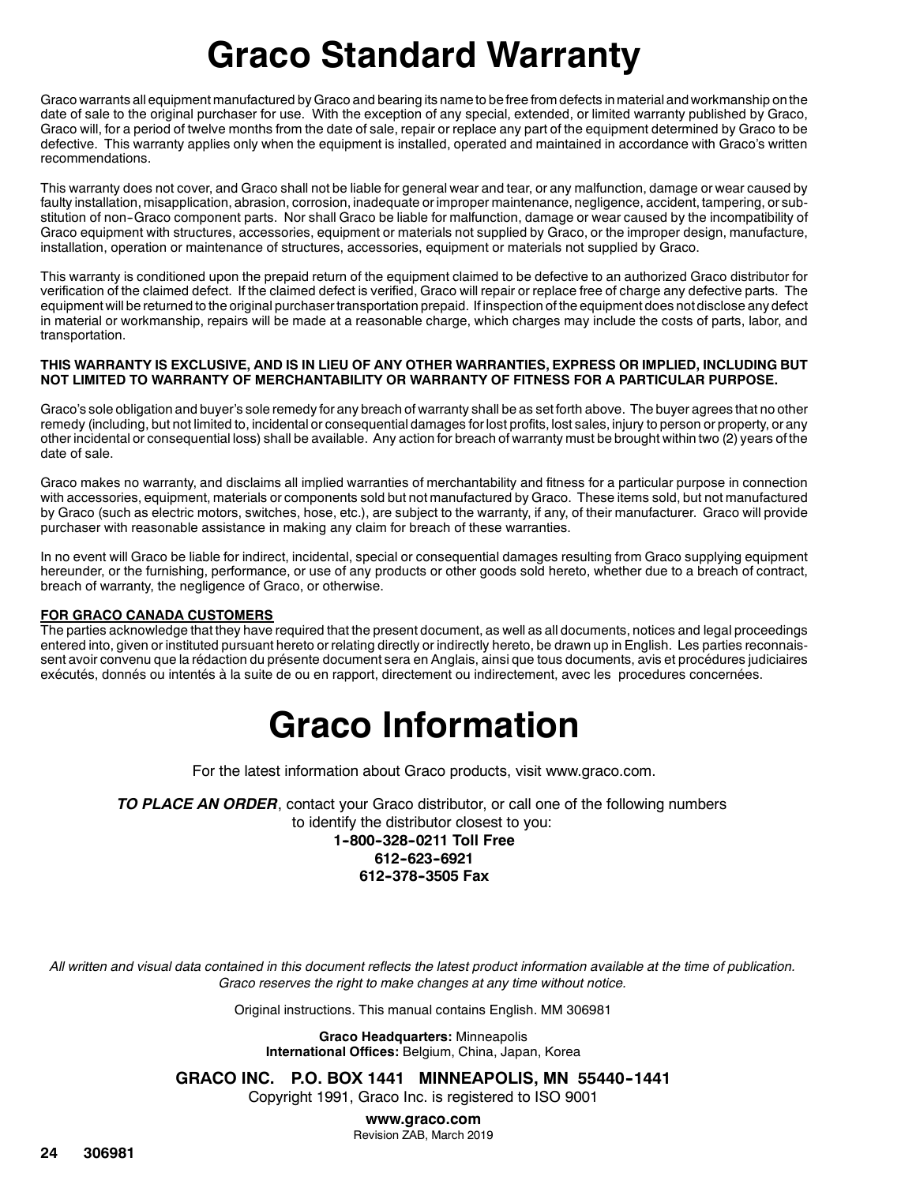# Graco Standard Warranty

Graco warrants all equipment manufactured by Graco and bearing its name to be free from defects in material and workmanship on the date of sale to the original purchaser for use. With the exception of any special, extended, or limited warranty published by Graco, Graco will, for a period of twelve months from the date of sale, repair or replace any part of the equipment determined by Graco to be defective. This warranty applies only when the equipment is installed, operated and maintained in accordance with Graco's written recommendations.

This warranty does not cover, and Graco shall not be liable for general wear and tear, or any malfunction, damage or wear caused by faulty installation, misapplication, abrasion, corrosion, inadequate or improper maintenance, negligence, accident, tampering, or substitution of non-Graco component parts. Nor shall Graco be liable for malfunction, damage or wear caused by the incompatibility of Graco equipment with structures, accessories, equipment or materials not supplied by Graco, or the improper design, manufacture, installation, operation or maintenance of structures, accessories, equipment or materials not supplied by Graco.

This warranty is conditioned upon the prepaid return of the equipment claimed to be defective to an authorized Graco distributor for verification of the claimed defect. If the claimed defect is verified, Graco will repair or replace free of charge any defective parts. The equipment will be returned to the original purchaser transportation prepaid. If inspection of the equipment does not disclose any defect in material or workmanship, repairs will be made at a reasonable charge, which charges may include the costs of parts, labor, and transportation.

**THIS WARRANTY IS EXCLUSIVE, AND IS IN LIEU OF ANY OTHER WARRANTIES, EXPRESS OR IMPLIED, INCLUDING BUT NOT LIMITED TO WARRANTY OF MERCHANTABILITY OR WARRANTY OF FITNESS FOR A PARTICULAR PURPOSE.**

Graco's sole obligation and buyer's sole remedy for any breach of warranty shall be as set forth above. The buyer agrees that no other remedy (including, but not limited to, incidental or consequential damages for lost profits, lost sales, injury to person or property, or any other incidental or consequential loss) shall be available. Any action for breach of warranty must be brought within two (2) years of the date of sale.

Graco makes no warranty, and disclaims all implied warranties of merchantability and fitness for a particular purpose in connection with accessories, equipment, materials or components sold but not manufactured by Graco. These items sold, but not manufactured by Graco (such as electric motors, switches, hose, etc.), are subject to the warranty, if any, of their manufacturer. Graco will provide purchaser with reasonable assistance in making any claim for breach of these warranties.

In no event will Graco be liable for indirect, incidental, special or consequential damages resulting from Graco supplying equipment hereunder, or the furnishing, performance, or use of any products or other goods sold hereto, whether due to a breach of contract, breach of warranty, the negligence of Graco, or otherwise.

**FOR GRACO CANADA CUSTOMERS**

The parties acknowledge that they have required that the present document, as well as all documents, notices and legal proceedings entered into, given or instituted pursuant hereto or relating directly or indirectly hereto, be drawn up in English. Les parties reconnaissent avoir convenu que la rédaction du présente document sera en Anglais, ainsi que tous documents, avis et procédures judiciaires exécutés, donnés ou intentés à la suite de ou en rapport, directement ou indirectement, avec les procedures concernées.

# Graco Information

For the latest information about Graco products, visit www.graco.com.

***TO PLACE AN ORDER***, contact your Graco distributor, or call one of the following numbers to identify the distributor closest to you:

**1-800-328-0211 Toll Free**
**612-623-6921**
**612-378-3505 Fax**

*All written and visual data contained in this document reflects the latest product information available at the time of publication. Graco reserves the right to make changes at any time without notice.*

Original instructions. This manual contains English. MM 306981

**Graco Headquarters:** Minneapolis
**International Offices:** Belgium, China, Japan, Korea

**GRACO INC. P.O. BOX 1441 MINNEAPOLIS, MN 55440-1441**
Copyright 1991, Graco Inc. is registered to ISO 9001

**www.graco.com**
Revision ZAB, March 2019